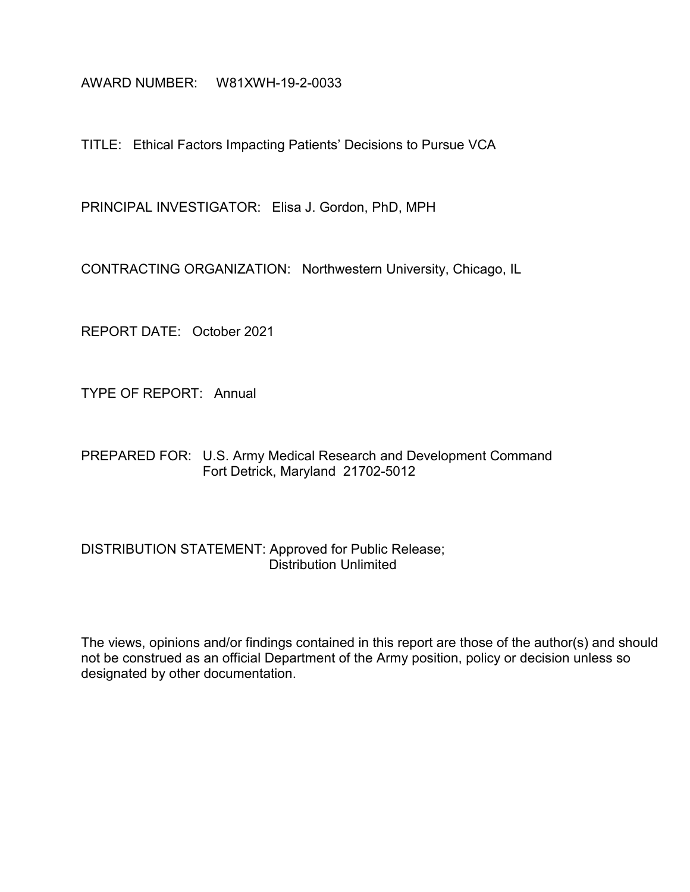AWARD NUMBER: W81XWH-19-2-0033

TITLE: Ethical Factors Impacting Patients' Decisions to Pursue VCA

PRINCIPAL INVESTIGATOR: Elisa J. Gordon, PhD, MPH

CONTRACTING ORGANIZATION: Northwestern University, Chicago, IL

REPORT DATE: October 2021

TYPE OF REPORT: Annual

PREPARED FOR: U.S. Army Medical Research and Development Command
Fort Detrick, Maryland 21702-5012

DISTRIBUTION STATEMENT: Approved for Public Release;
Distribution Unlimited

The views, opinions and/or findings contained in this report are those of the author(s) and should not be construed as an official Department of the Army position, policy or decision unless so designated by other documentation.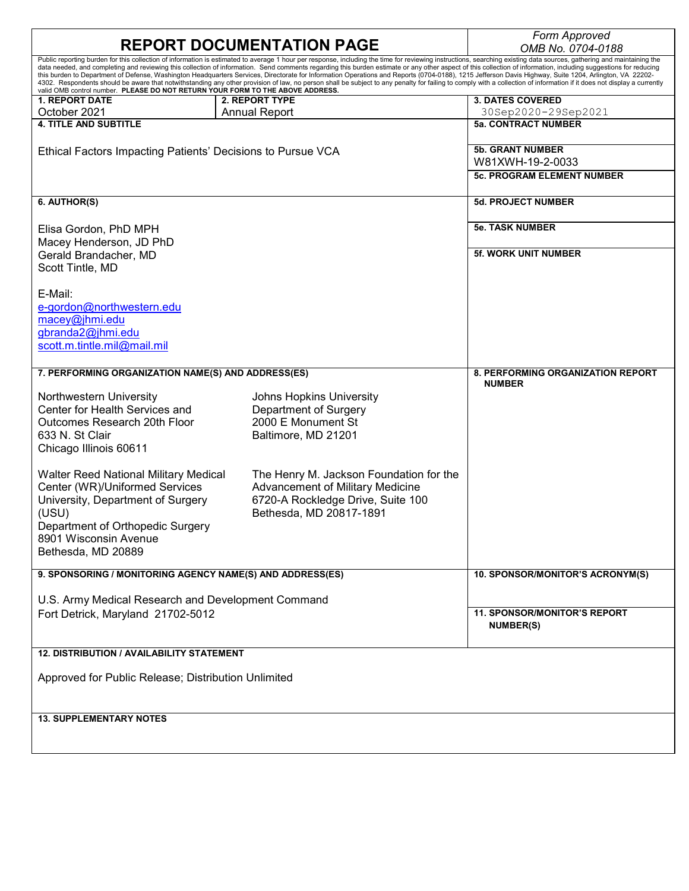# REPORT DOCUMENTATION PAGE

*Form Approved*
*OMB No. 0704-0188*

Public reporting burden for this collection of information is estimated to average 1 hour per response, including the time for reviewing instructions, searching existing data sources, gathering and maintaining the data needed, and completing and reviewing this collection of information. Send comments regarding this burden estimate or any other aspect of this collection of information, including suggestions for reducing this burden to Department of Defense, Washington Headquarters Services, Directorate for Information Operations and Reports (0704-0188), 1215 Jefferson Davis Highway, Suite 1204, Arlington, VA 22202-4302. Respondents should be aware that notwithstanding any other provision of law, no person shall be subject to any penalty for failing to comply with a collection of information if it does not display a currently valid OMB control number. **PLEASE DO NOT RETURN YOUR FORM TO THE ABOVE ADDRESS.**

| **1. REPORT DATE** | **2. REPORT TYPE** | **3. DATES COVERED** |
|---|---|---|
| October 2021 | Annual Report | 30Sep2020-29Sep2021 |

**4. TITLE AND SUBTITLE**

Ethical Factors Impacting Patients' Decisions to Pursue VCA

**5a. CONTRACT NUMBER**

**5b. GRANT NUMBER**
W81XWH-19-2-0033

**5c. PROGRAM ELEMENT NUMBER**

**6. AUTHOR(S)**

Elisa Gordon, PhD MPH
Macey Henderson, JD PhD
Gerald Brandacher, MD
Scott Tintle, MD

E-Mail:
e-gordon@northwestern.edu
macey@jhmi.edu
gbranda2@jhmi.edu
scott.m.tintle.mil@mail.mil

**5d. PROJECT NUMBER**

**5e. TASK NUMBER**

**5f. WORK UNIT NUMBER**

**7. PERFORMING ORGANIZATION NAME(S) AND ADDRESS(ES)**

Northwestern University
Center for Health Services and Outcomes Research 20th Floor
633 N. St Clair
Chicago Illinois 60611

Johns Hopkins University
Department of Surgery
2000 E Monument St
Baltimore, MD 21201

Walter Reed National Military Medical Center (WR)/Uniformed Services University, Department of Surgery (USU)
Department of Orthopedic Surgery
8901 Wisconsin Avenue
Bethesda, MD 20889

The Henry M. Jackson Foundation for the Advancement of Military Medicine
6720-A Rockledge Drive, Suite 100
Bethesda, MD 20817-1891

**8. PERFORMING ORGANIZATION REPORT NUMBER**

**9. SPONSORING / MONITORING AGENCY NAME(S) AND ADDRESS(ES)**

U.S. Army Medical Research and Development Command
Fort Detrick, Maryland 21702-5012

**10. SPONSOR/MONITOR'S ACRONYM(S)**

**11. SPONSOR/MONITOR'S REPORT NUMBER(S)**

**12. DISTRIBUTION / AVAILABILITY STATEMENT**

Approved for Public Release; Distribution Unlimited

**13. SUPPLEMENTARY NOTES**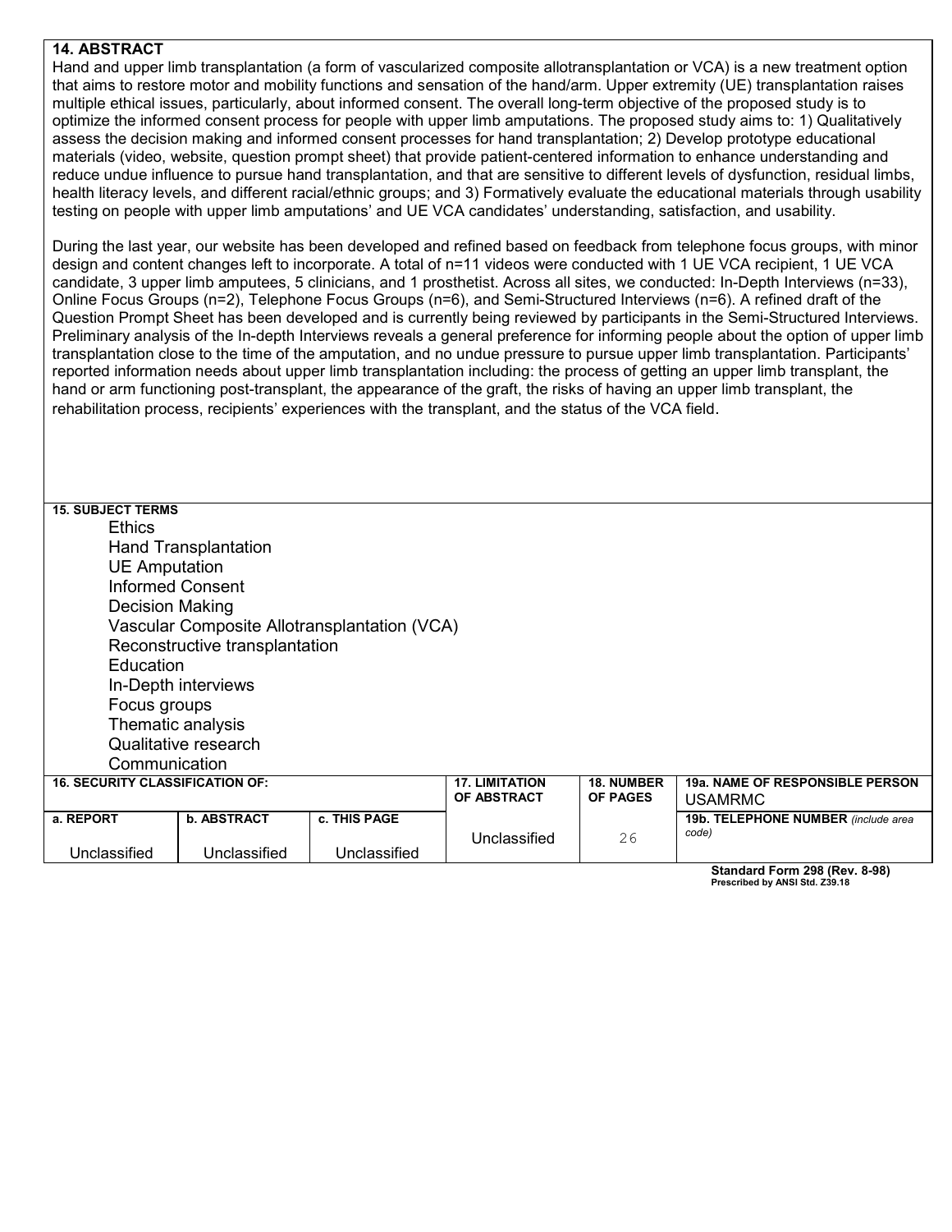**14. ABSTRACT**

Hand and upper limb transplantation (a form of vascularized composite allotransplantation or VCA) is a new treatment option that aims to restore motor and mobility functions and sensation of the hand/arm. Upper extremity (UE) transplantation raises multiple ethical issues, particularly, about informed consent. The overall long-term objective of the proposed study is to optimize the informed consent process for people with upper limb amputations. The proposed study aims to: 1) Qualitatively assess the decision making and informed consent processes for hand transplantation; 2) Develop prototype educational materials (video, website, question prompt sheet) that provide patient-centered information to enhance understanding and reduce undue influence to pursue hand transplantation, and that are sensitive to different levels of dysfunction, residual limbs, health literacy levels, and different racial/ethnic groups; and 3) Formatively evaluate the educational materials through usability testing on people with upper limb amputations' and UE VCA candidates' understanding, satisfaction, and usability.

During the last year, our website has been developed and refined based on feedback from telephone focus groups, with minor design and content changes left to incorporate. A total of n=11 videos were conducted with 1 UE VCA recipient, 1 UE VCA candidate, 3 upper limb amputees, 5 clinicians, and 1 prosthetist. Across all sites, we conducted: In-Depth Interviews (n=33), Online Focus Groups (n=2), Telephone Focus Groups (n=6), and Semi-Structured Interviews (n=6). A refined draft of the Question Prompt Sheet has been developed and is currently being reviewed by participants in the Semi-Structured Interviews. Preliminary analysis of the In-depth Interviews reveals a general preference for informing people about the option of upper limb transplantation close to the time of the amputation, and no undue pressure to pursue upper limb transplantation. Participants' reported information needs about upper limb transplantation including: the process of getting an upper limb transplant, the hand or arm functioning post-transplant, the appearance of the graft, the risks of having an upper limb transplant, the rehabilitation process, recipients' experiences with the transplant, and the status of the VCA field.

**15. SUBJECT TERMS**

Ethics
Hand Transplantation
UE Amputation
Informed Consent
Decision Making
Vascular Composite Allotransplantation (VCA)
Reconstructive transplantation
Education
In-Depth interviews
Focus groups
Thematic analysis
Qualitative research
Communication

| 16. SECURITY CLASSIFICATION OF: | | | 17. LIMITATION OF ABSTRACT | 18. NUMBER OF PAGES | 19a. NAME OF RESPONSIBLE PERSON USAMRMC |
|---|---|---|---|---|---|
| a. REPORT | b. ABSTRACT | c. THIS PAGE | | | 19b. TELEPHONE NUMBER *(include area code)* |
| Unclassified | Unclassified | Unclassified | Unclassified | 26 | |

**Standard Form 298 (Rev. 8-98)**
**Prescribed by ANSI Std. Z39.18**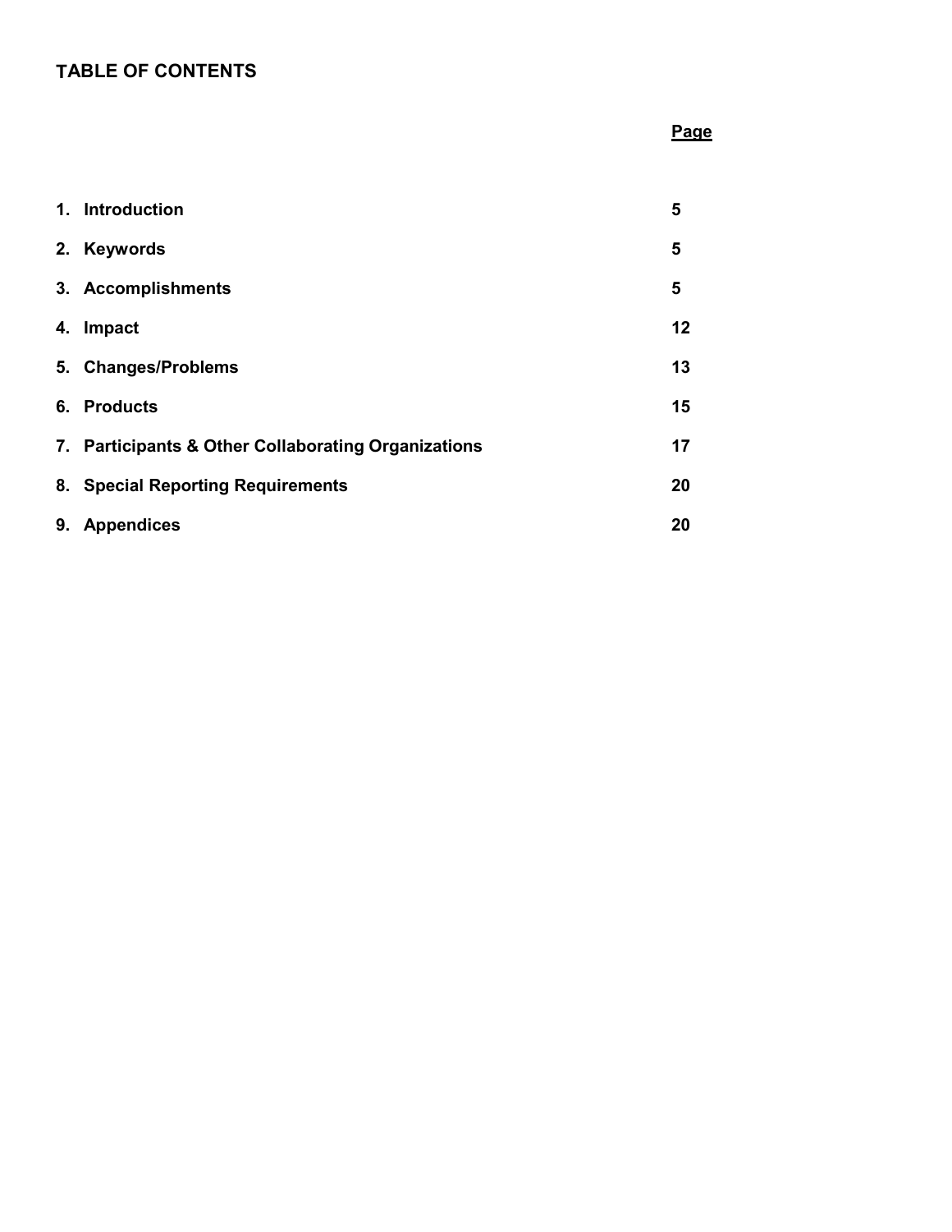# TABLE OF CONTENTS

| | Page |
|---|---|
| 1. Introduction | 5 |
| 2. Keywords | 5 |
| 3. Accomplishments | 5 |
| 4. Impact | 12 |
| 5. Changes/Problems | 13 |
| 6. Products | 15 |
| 7. Participants & Other Collaborating Organizations | 17 |
| 8. Special Reporting Requirements | 20 |
| 9. Appendices | 20 |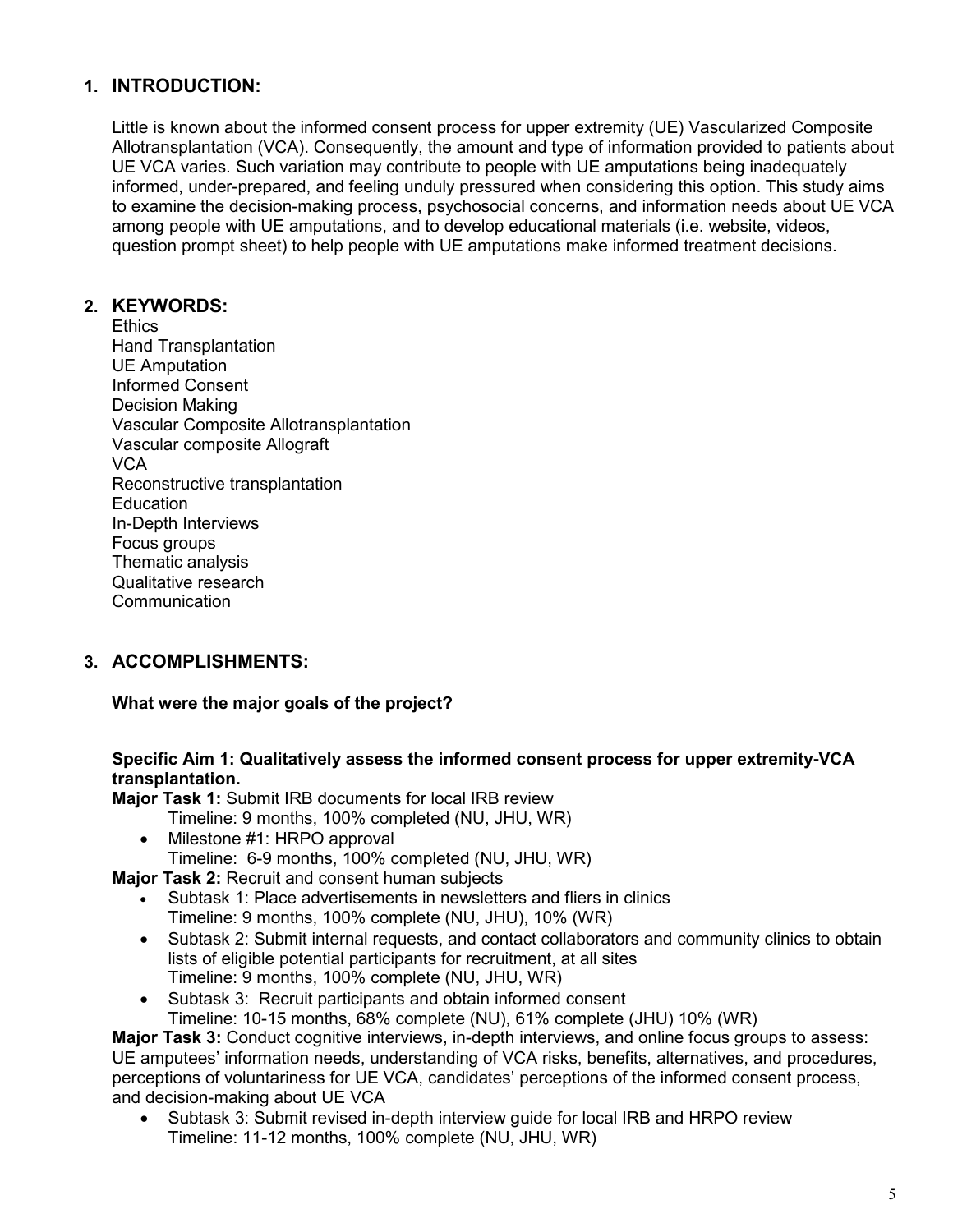## 1. INTRODUCTION:

Little is known about the informed consent process for upper extremity (UE) Vascularized Composite Allotransplantation (VCA). Consequently, the amount and type of information provided to patients about UE VCA varies. Such variation may contribute to people with UE amputations being inadequately informed, under-prepared, and feeling unduly pressured when considering this option. This study aims to examine the decision-making process, psychosocial concerns, and information needs about UE VCA among people with UE amputations, and to develop educational materials (i.e. website, videos, question prompt sheet) to help people with UE amputations make informed treatment decisions.

## 2. KEYWORDS:

Ethics
Hand Transplantation
UE Amputation
Informed Consent
Decision Making
Vascular Composite Allotransplantation
Vascular composite Allograft
VCA
Reconstructive transplantation
Education
In-Depth Interviews
Focus groups
Thematic analysis
Qualitative research
Communication

## 3. ACCOMPLISHMENTS:

**What were the major goals of the project?**

**Specific Aim 1: Qualitatively assess the informed consent process for upper extremity-VCA transplantation.**

**Major Task 1:** Submit IRB documents for local IRB review
Timeline: 9 months, 100% completed (NU, JHU, WR)

- Milestone #1: HRPO approval
  Timeline: 6-9 months, 100% completed (NU, JHU, WR)

**Major Task 2:** Recruit and consent human subjects

- Subtask 1: Place advertisements in newsletters and fliers in clinics
  Timeline: 9 months, 100% complete (NU, JHU), 10% (WR)
- Subtask 2: Submit internal requests, and contact collaborators and community clinics to obtain lists of eligible potential participants for recruitment, at all sites
  Timeline: 9 months, 100% complete (NU, JHU, WR)
- Subtask 3: Recruit participants and obtain informed consent
  Timeline: 10-15 months, 68% complete (NU), 61% complete (JHU) 10% (WR)

**Major Task 3:** Conduct cognitive interviews, in-depth interviews, and online focus groups to assess: UE amputees' information needs, understanding of VCA risks, benefits, alternatives, and procedures, perceptions of voluntariness for UE VCA, candidates' perceptions of the informed consent process, and decision-making about UE VCA

- Subtask 3: Submit revised in-depth interview guide for local IRB and HRPO review
  Timeline: 11-12 months, 100% complete (NU, JHU, WR)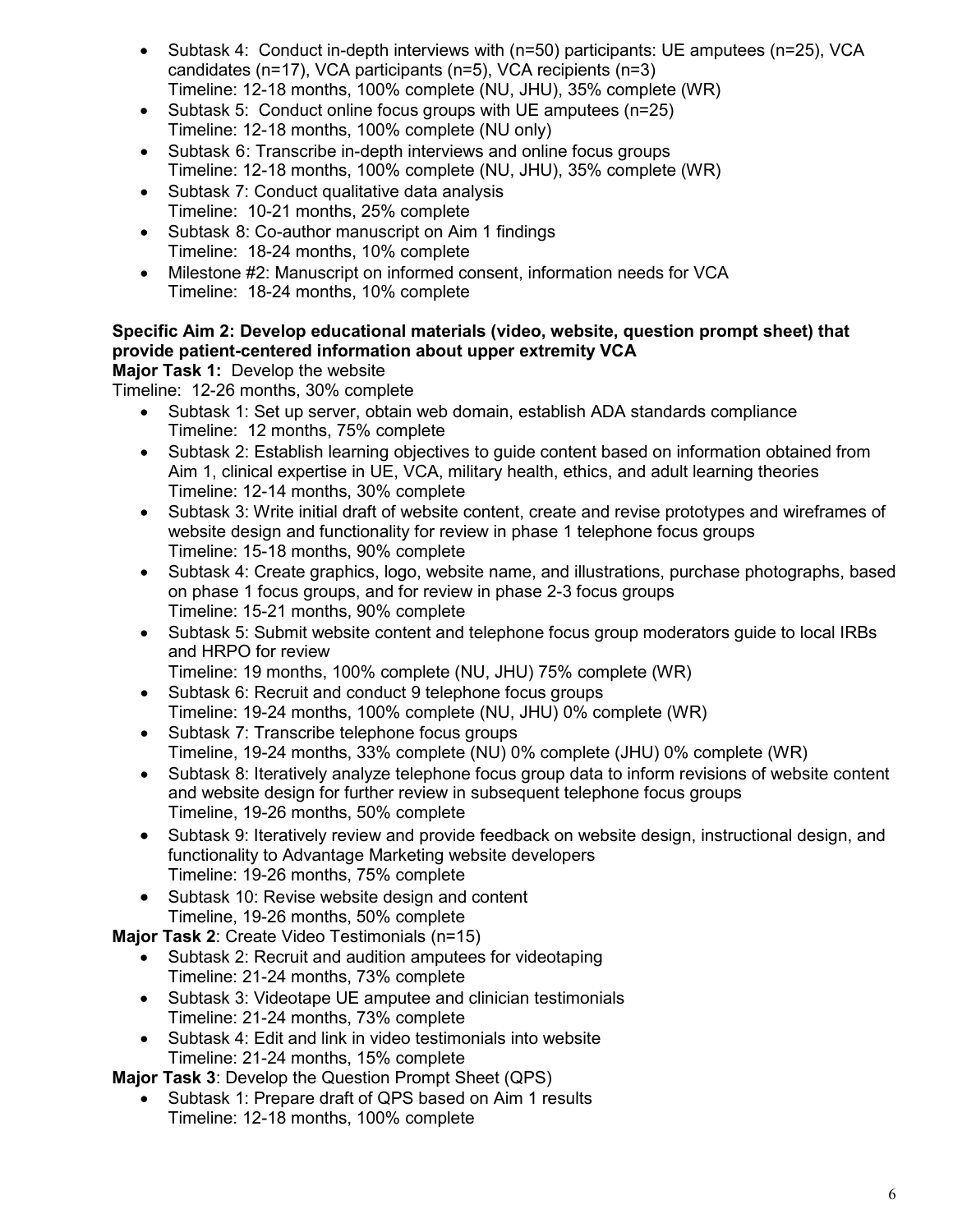- Subtask 4: Conduct in-depth interviews with (n=50) participants: UE amputees (n=25), VCA candidates (n=17), VCA participants (n=5), VCA recipients (n=3)
  Timeline: 12-18 months, 100% complete (NU, JHU), 35% complete (WR)
- Subtask 5: Conduct online focus groups with UE amputees (n=25)
  Timeline: 12-18 months, 100% complete (NU only)
- Subtask 6: Transcribe in-depth interviews and online focus groups
  Timeline: 12-18 months, 100% complete (NU, JHU), 35% complete (WR)
- Subtask 7: Conduct qualitative data analysis
  Timeline: 10-21 months, 25% complete
- Subtask 8: Co-author manuscript on Aim 1 findings
  Timeline: 18-24 months, 10% complete
- Milestone #2: Manuscript on informed consent, information needs for VCA
  Timeline: 18-24 months, 10% complete

**Specific Aim 2: Develop educational materials (video, website, question prompt sheet) that provide patient-centered information about upper extremity VCA**

**Major Task 1:** Develop the website
Timeline: 12-26 months, 30% complete

- Subtask 1: Set up server, obtain web domain, establish ADA standards compliance
  Timeline: 12 months, 75% complete
- Subtask 2: Establish learning objectives to guide content based on information obtained from Aim 1, clinical expertise in UE, VCA, military health, ethics, and adult learning theories
  Timeline: 12-14 months, 30% complete
- Subtask 3: Write initial draft of website content, create and revise prototypes and wireframes of website design and functionality for review in phase 1 telephone focus groups
  Timeline: 15-18 months, 90% complete
- Subtask 4: Create graphics, logo, website name, and illustrations, purchase photographs, based on phase 1 focus groups, and for review in phase 2-3 focus groups
  Timeline: 15-21 months, 90% complete
- Subtask 5: Submit website content and telephone focus group moderators guide to local IRBs and HRPO for review
  Timeline: 19 months, 100% complete (NU, JHU) 75% complete (WR)
- Subtask 6: Recruit and conduct 9 telephone focus groups
  Timeline: 19-24 months, 100% complete (NU, JHU) 0% complete (WR)
- Subtask 7: Transcribe telephone focus groups
  Timeline, 19-24 months, 33% complete (NU) 0% complete (JHU) 0% complete (WR)
- Subtask 8: Iteratively analyze telephone focus group data to inform revisions of website content and website design for further review in subsequent telephone focus groups
  Timeline, 19-26 months, 50% complete
- Subtask 9: Iteratively review and provide feedback on website design, instructional design, and functionality to Advantage Marketing website developers
  Timeline: 19-26 months, 75% complete
- Subtask 10: Revise website design and content
  Timeline, 19-26 months, 50% complete

**Major Task 2**: Create Video Testimonials (n=15)

- Subtask 2: Recruit and audition amputees for videotaping
  Timeline: 21-24 months, 73% complete
- Subtask 3: Videotape UE amputee and clinician testimonials
  Timeline: 21-24 months, 73% complete
- Subtask 4: Edit and link in video testimonials into website
  Timeline: 21-24 months, 15% complete

**Major Task 3**: Develop the Question Prompt Sheet (QPS)

- Subtask 1: Prepare draft of QPS based on Aim 1 results
  Timeline: 12-18 months, 100% complete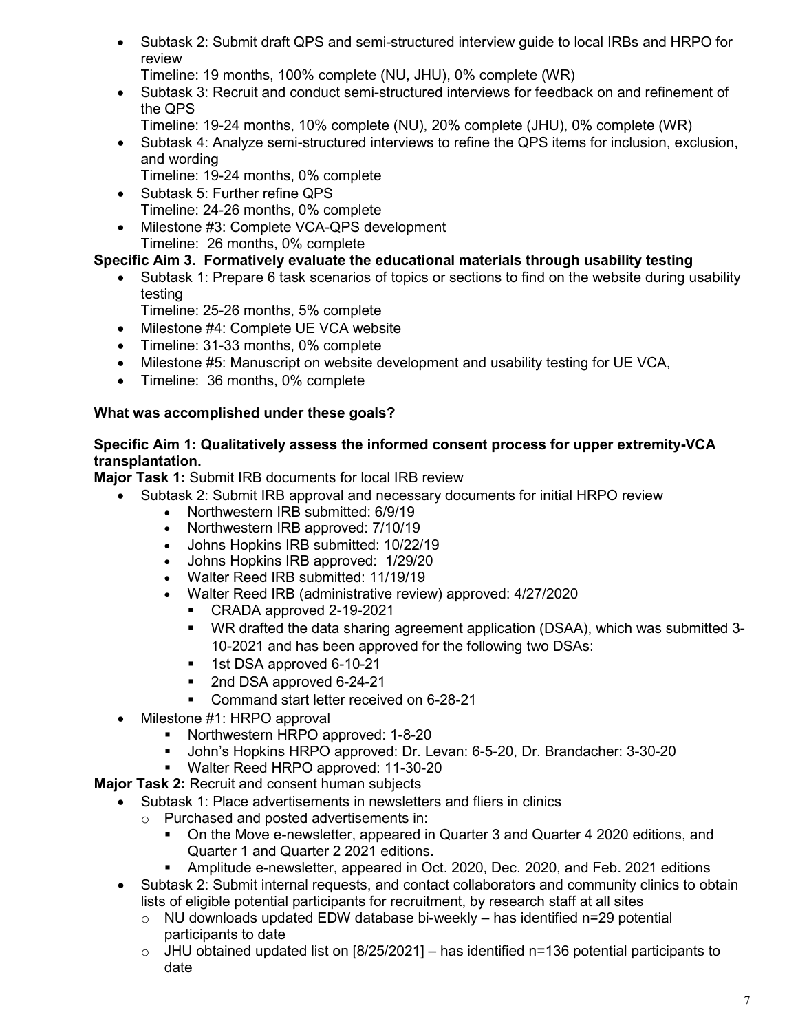- Subtask 2: Submit draft QPS and semi-structured interview guide to local IRBs and HRPO for review
  Timeline: 19 months, 100% complete (NU, JHU), 0% complete (WR)
- Subtask 3: Recruit and conduct semi-structured interviews for feedback on and refinement of the QPS
  Timeline: 19-24 months, 10% complete (NU), 20% complete (JHU), 0% complete (WR)
- Subtask 4: Analyze semi-structured interviews to refine the QPS items for inclusion, exclusion, and wording
  Timeline: 19-24 months, 0% complete
- Subtask 5: Further refine QPS
  Timeline: 24-26 months, 0% complete
- Milestone #3: Complete VCA-QPS development
  Timeline: 26 months, 0% complete

**Specific Aim 3. Formatively evaluate the educational materials through usability testing**

- Subtask 1: Prepare 6 task scenarios of topics or sections to find on the website during usability testing
  Timeline: 25-26 months, 5% complete
- Milestone #4: Complete UE VCA website
- Timeline: 31-33 months, 0% complete
- Milestone #5: Manuscript on website development and usability testing for UE VCA,
- Timeline: 36 months, 0% complete

**What was accomplished under these goals?**

**Specific Aim 1: Qualitatively assess the informed consent process for upper extremity-VCA transplantation.**

**Major Task 1:** Submit IRB documents for local IRB review

- Subtask 2: Submit IRB approval and necessary documents for initial HRPO review
  - Northwestern IRB submitted: 6/9/19
  - Northwestern IRB approved: 7/10/19
  - Johns Hopkins IRB submitted: 10/22/19
  - Johns Hopkins IRB approved: 1/29/20
  - Walter Reed IRB submitted: 11/19/19
  - Walter Reed IRB (administrative review) approved: 4/27/2020
    - CRADA approved 2-19-2021
    - WR drafted the data sharing agreement application (DSAA), which was submitted 3-10-2021 and has been approved for the following two DSAs:
    - 1st DSA approved 6-10-21
    - 2nd DSA approved 6-24-21
    - Command start letter received on 6-28-21
- Milestone #1: HRPO approval
  - Northwestern HRPO approved: 1-8-20
  - John's Hopkins HRPO approved: Dr. Levan: 6-5-20, Dr. Brandacher: 3-30-20
  - Walter Reed HRPO approved: 11-30-20

**Major Task 2:** Recruit and consent human subjects

- Subtask 1: Place advertisements in newsletters and fliers in clinics
  - Purchased and posted advertisements in:
    - On the Move e-newsletter, appeared in Quarter 3 and Quarter 4 2020 editions, and Quarter 1 and Quarter 2 2021 editions.
    - Amplitude e-newsletter, appeared in Oct. 2020, Dec. 2020, and Feb. 2021 editions
- Subtask 2: Submit internal requests, and contact collaborators and community clinics to obtain lists of eligible potential participants for recruitment, by research staff at all sites
  - NU downloads updated EDW database bi-weekly – has identified n=29 potential participants to date
  - JHU obtained updated list on [8/25/2021] – has identified n=136 potential participants to date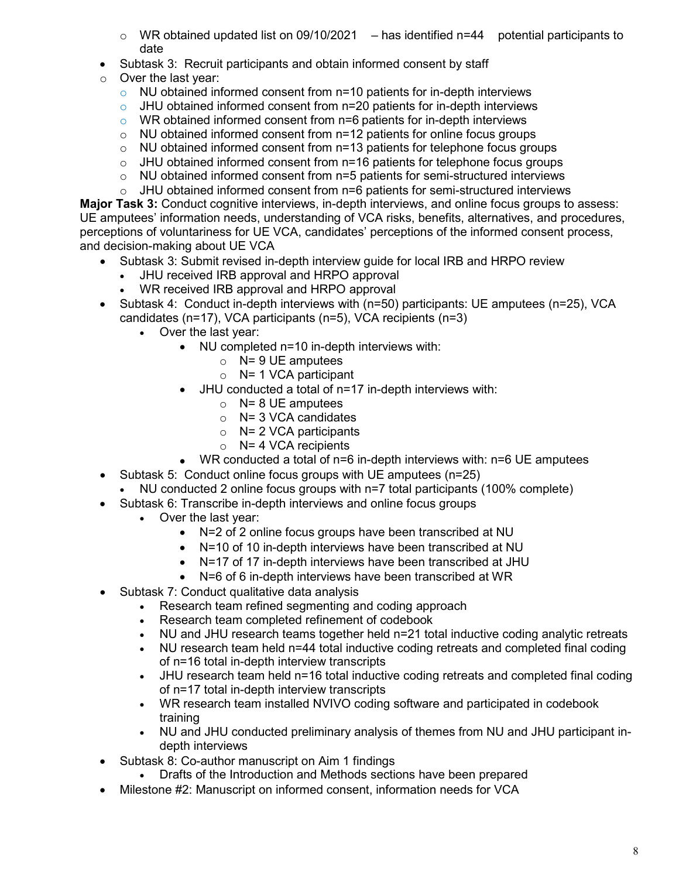- WR obtained updated list on 09/10/2021 – has identified n=44 potential participants to date
- Subtask 3: Recruit participants and obtain informed consent by staff
  - Over the last year:
    - NU obtained informed consent from n=10 patients for in-depth interviews
    - JHU obtained informed consent from n=20 patients for in-depth interviews
    - WR obtained informed consent from n=6 patients for in-depth interviews
    - NU obtained informed consent from n=12 patients for online focus groups
    - NU obtained informed consent from n=13 patients for telephone focus groups
    - JHU obtained informed consent from n=16 patients for telephone focus groups
    - NU obtained informed consent from n=5 patients for semi-structured interviews
    - JHU obtained informed consent from n=6 patients for semi-structured interviews

**Major Task 3:** Conduct cognitive interviews, in-depth interviews, and online focus groups to assess: UE amputees' information needs, understanding of VCA risks, benefits, alternatives, and procedures, perceptions of voluntariness for UE VCA, candidates' perceptions of the informed consent process, and decision-making about UE VCA

- Subtask 3: Submit revised in-depth interview guide for local IRB and HRPO review
  - JHU received IRB approval and HRPO approval
  - WR received IRB approval and HRPO approval
- Subtask 4: Conduct in-depth interviews with (n=50) participants: UE amputees (n=25), VCA candidates (n=17), VCA participants (n=5), VCA recipients (n=3)
  - Over the last year:
    - NU completed n=10 in-depth interviews with:
      - N= 9 UE amputees
      - N= 1 VCA participant
    - JHU conducted a total of n=17 in-depth interviews with:
      - N= 8 UE amputees
      - N= 3 VCA candidates
      - N= 2 VCA participants
      - N= 4 VCA recipients
    - WR conducted a total of n=6 in-depth interviews with: n=6 UE amputees
- Subtask 5: Conduct online focus groups with UE amputees (n=25)
  - NU conducted 2 online focus groups with n=7 total participants (100% complete)
- Subtask 6: Transcribe in-depth interviews and online focus groups
  - Over the last year:
    - N=2 of 2 online focus groups have been transcribed at NU
    - N=10 of 10 in-depth interviews have been transcribed at NU
    - N=17 of 17 in-depth interviews have been transcribed at JHU
    - N=6 of 6 in-depth interviews have been transcribed at WR
- Subtask 7: Conduct qualitative data analysis
  - Research team refined segmenting and coding approach
  - Research team completed refinement of codebook
  - NU and JHU research teams together held n=21 total inductive coding analytic retreats
  - NU research team held n=44 total inductive coding retreats and completed final coding of n=16 total in-depth interview transcripts
  - JHU research team held n=16 total inductive coding retreats and completed final coding of n=17 total in-depth interview transcripts
  - WR research team installed NVIVO coding software and participated in codebook training
  - NU and JHU conducted preliminary analysis of themes from NU and JHU participant in-depth interviews
- Subtask 8: Co-author manuscript on Aim 1 findings
  - Drafts of the Introduction and Methods sections have been prepared
- Milestone #2: Manuscript on informed consent, information needs for VCA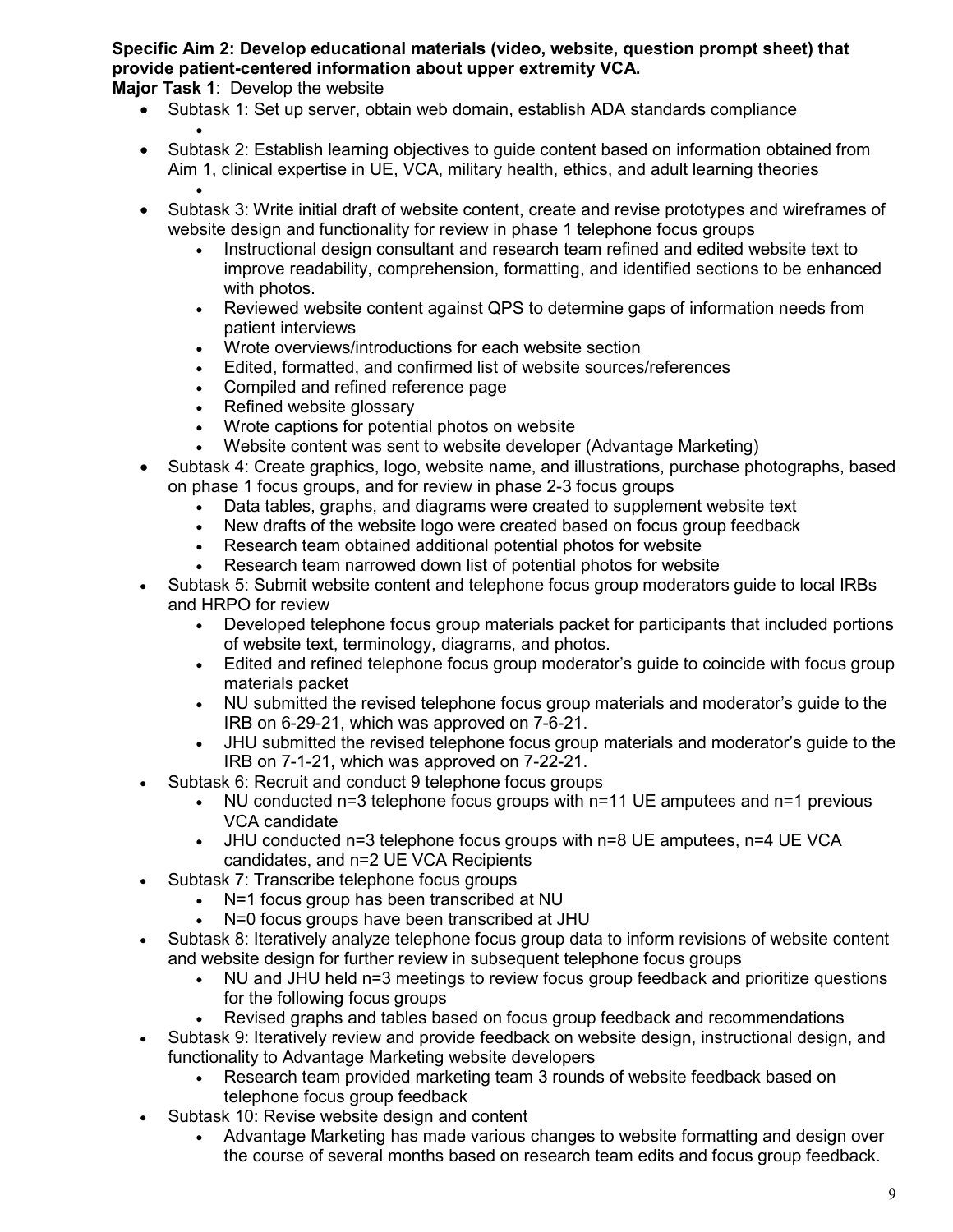**Specific Aim 2: Develop educational materials (video, website, question prompt sheet) that provide patient-centered information about upper extremity VCA.**

**Major Task 1**: Develop the website

- Subtask 1: Set up server, obtain web domain, establish ADA standards compliance
- Subtask 2: Establish learning objectives to guide content based on information obtained from Aim 1, clinical expertise in UE, VCA, military health, ethics, and adult learning theories
- Subtask 3: Write initial draft of website content, create and revise prototypes and wireframes of website design and functionality for review in phase 1 telephone focus groups
    - Instructional design consultant and research team refined and edited website text to improve readability, comprehension, formatting, and identified sections to be enhanced with photos.
    - Reviewed website content against QPS to determine gaps of information needs from patient interviews
    - Wrote overviews/introductions for each website section
    - Edited, formatted, and confirmed list of website sources/references
    - Compiled and refined reference page
    - Refined website glossary
    - Wrote captions for potential photos on website
    - Website content was sent to website developer (Advantage Marketing)
- Subtask 4: Create graphics, logo, website name, and illustrations, purchase photographs, based on phase 1 focus groups, and for review in phase 2-3 focus groups
    - Data tables, graphs, and diagrams were created to supplement website text
    - New drafts of the website logo were created based on focus group feedback
    - Research team obtained additional potential photos for website
    - Research team narrowed down list of potential photos for website
- Subtask 5: Submit website content and telephone focus group moderators guide to local IRBs and HRPO for review
    - Developed telephone focus group materials packet for participants that included portions of website text, terminology, diagrams, and photos.
    - Edited and refined telephone focus group moderator's guide to coincide with focus group materials packet
    - NU submitted the revised telephone focus group materials and moderator's guide to the IRB on 6-29-21, which was approved on 7-6-21.
    - JHU submitted the revised telephone focus group materials and moderator's guide to the IRB on 7-1-21, which was approved on 7-22-21.
- Subtask 6: Recruit and conduct 9 telephone focus groups
    - NU conducted n=3 telephone focus groups with n=11 UE amputees and n=1 previous VCA candidate
    - JHU conducted n=3 telephone focus groups with n=8 UE amputees, n=4 UE VCA candidates, and n=2 UE VCA Recipients
- Subtask 7: Transcribe telephone focus groups
    - N=1 focus group has been transcribed at NU
    - N=0 focus groups have been transcribed at JHU
- Subtask 8: Iteratively analyze telephone focus group data to inform revisions of website content and website design for further review in subsequent telephone focus groups
    - NU and JHU held n=3 meetings to review focus group feedback and prioritize questions for the following focus groups
    - Revised graphs and tables based on focus group feedback and recommendations
- Subtask 9: Iteratively review and provide feedback on website design, instructional design, and functionality to Advantage Marketing website developers
    - Research team provided marketing team 3 rounds of website feedback based on telephone focus group feedback
- Subtask 10: Revise website design and content
    - Advantage Marketing has made various changes to website formatting and design over the course of several months based on research team edits and focus group feedback.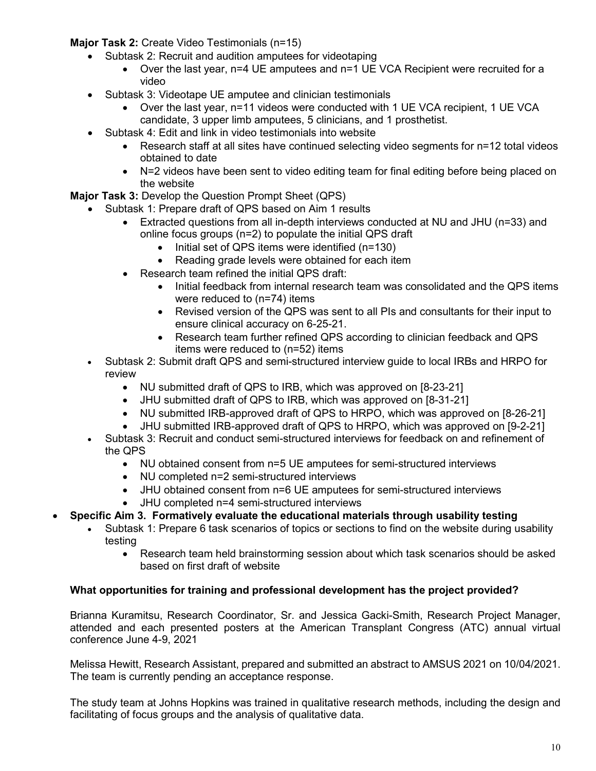**Major Task 2:** Create Video Testimonials (n=15)

- Subtask 2: Recruit and audition amputees for videotaping
  - Over the last year, n=4 UE amputees and n=1 UE VCA Recipient were recruited for a video
- Subtask 3: Videotape UE amputee and clinician testimonials
  - Over the last year, n=11 videos were conducted with 1 UE VCA recipient, 1 UE VCA candidate, 3 upper limb amputees, 5 clinicians, and 1 prosthetist.
- Subtask 4: Edit and link in video testimonials into website
  - Research staff at all sites have continued selecting video segments for n=12 total videos obtained to date
  - N=2 videos have been sent to video editing team for final editing before being placed on the website

**Major Task 3:** Develop the Question Prompt Sheet (QPS)

- Subtask 1: Prepare draft of QPS based on Aim 1 results
  - Extracted questions from all in-depth interviews conducted at NU and JHU (n=33) and online focus groups (n=2) to populate the initial QPS draft
    - Initial set of QPS items were identified (n=130)
    - Reading grade levels were obtained for each item
  - Research team refined the initial QPS draft:
    - Initial feedback from internal research team was consolidated and the QPS items were reduced to (n=74) items
    - Revised version of the QPS was sent to all PIs and consultants for their input to ensure clinical accuracy on 6-25-21.
    - Research team further refined QPS according to clinician feedback and QPS items were reduced to (n=52) items
- Subtask 2: Submit draft QPS and semi-structured interview guide to local IRBs and HRPO for review
  - NU submitted draft of QPS to IRB, which was approved on [8-23-21]
  - JHU submitted draft of QPS to IRB, which was approved on [8-31-21]
  - NU submitted IRB-approved draft of QPS to HRPO, which was approved on [8-26-21]
  - JHU submitted IRB-approved draft of QPS to HRPO, which was approved on [9-2-21]
- Subtask 3: Recruit and conduct semi-structured interviews for feedback on and refinement of the QPS
  - NU obtained consent from n=5 UE amputees for semi-structured interviews
  - NU completed n=2 semi-structured interviews
  - JHU obtained consent from n=6 UE amputees for semi-structured interviews
  - JHU completed n=4 semi-structured interviews

- **Specific Aim 3. Formatively evaluate the educational materials through usability testing**
  - Subtask 1: Prepare 6 task scenarios of topics or sections to find on the website during usability testing
    - Research team held brainstorming session about which task scenarios should be asked based on first draft of website

**What opportunities for training and professional development has the project provided?**

Brianna Kuramitsu, Research Coordinator, Sr. and Jessica Gacki-Smith, Research Project Manager, attended and each presented posters at the American Transplant Congress (ATC) annual virtual conference June 4-9, 2021

Melissa Hewitt, Research Assistant, prepared and submitted an abstract to AMSUS 2021 on 10/04/2021. The team is currently pending an acceptance response.

The study team at Johns Hopkins was trained in qualitative research methods, including the design and facilitating of focus groups and the analysis of qualitative data.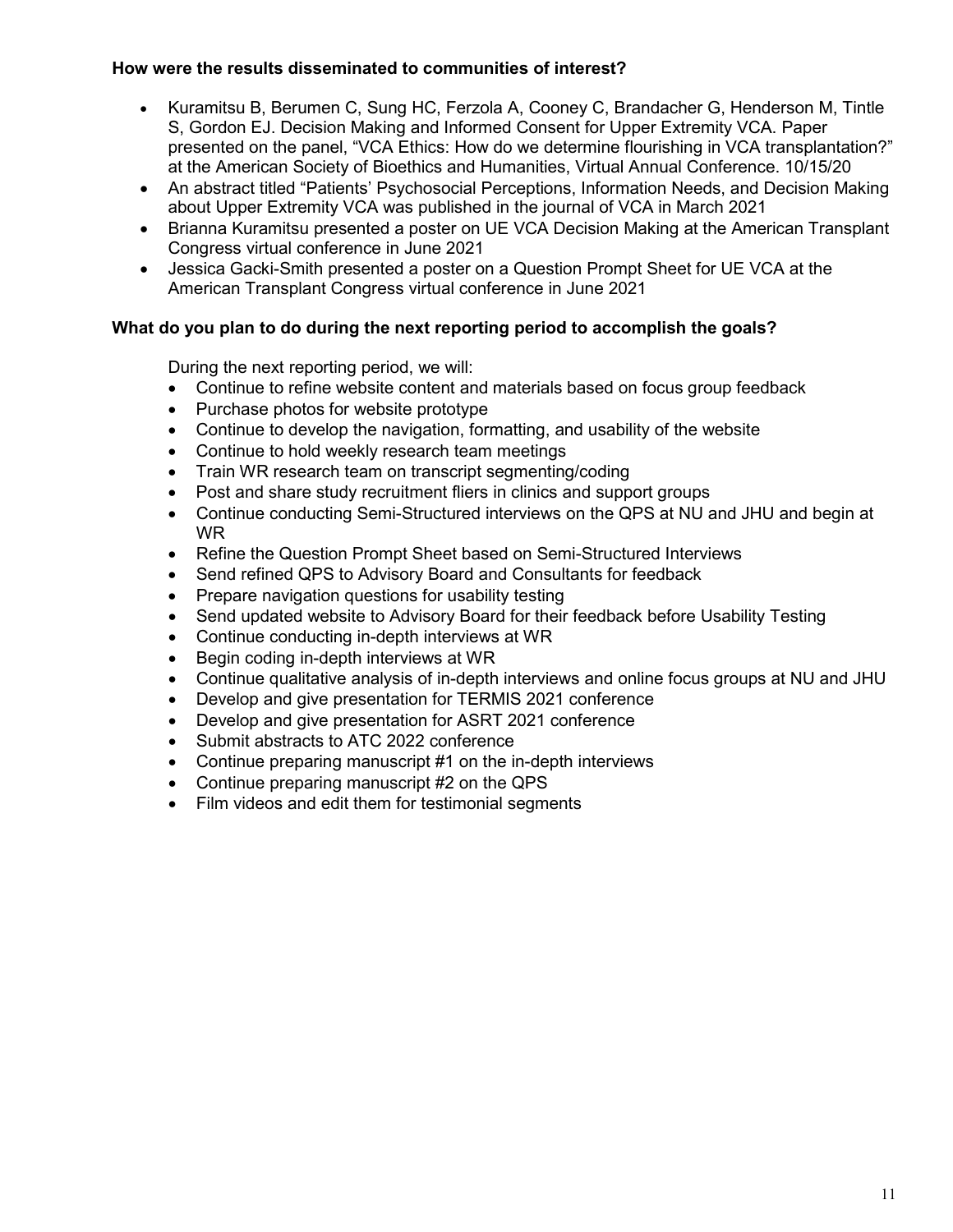**How were the results disseminated to communities of interest?**

- Kuramitsu B, Berumen C, Sung HC, Ferzola A, Cooney C, Brandacher G, Henderson M, Tintle S, Gordon EJ. Decision Making and Informed Consent for Upper Extremity VCA. Paper presented on the panel, "VCA Ethics: How do we determine flourishing in VCA transplantation?" at the American Society of Bioethics and Humanities, Virtual Annual Conference. 10/15/20
- An abstract titled "Patients' Psychosocial Perceptions, Information Needs, and Decision Making about Upper Extremity VCA was published in the journal of VCA in March 2021
- Brianna Kuramitsu presented a poster on UE VCA Decision Making at the American Transplant Congress virtual conference in June 2021
- Jessica Gacki-Smith presented a poster on a Question Prompt Sheet for UE VCA at the American Transplant Congress virtual conference in June 2021

**What do you plan to do during the next reporting period to accomplish the goals?**

During the next reporting period, we will:

- Continue to refine website content and materials based on focus group feedback
- Purchase photos for website prototype
- Continue to develop the navigation, formatting, and usability of the website
- Continue to hold weekly research team meetings
- Train WR research team on transcript segmenting/coding
- Post and share study recruitment fliers in clinics and support groups
- Continue conducting Semi-Structured interviews on the QPS at NU and JHU and begin at WR
- Refine the Question Prompt Sheet based on Semi-Structured Interviews
- Send refined QPS to Advisory Board and Consultants for feedback
- Prepare navigation questions for usability testing
- Send updated website to Advisory Board for their feedback before Usability Testing
- Continue conducting in-depth interviews at WR
- Begin coding in-depth interviews at WR
- Continue qualitative analysis of in-depth interviews and online focus groups at NU and JHU
- Develop and give presentation for TERMIS 2021 conference
- Develop and give presentation for ASRT 2021 conference
- Submit abstracts to ATC 2022 conference
- Continue preparing manuscript #1 on the in-depth interviews
- Continue preparing manuscript #2 on the QPS
- Film videos and edit them for testimonial segments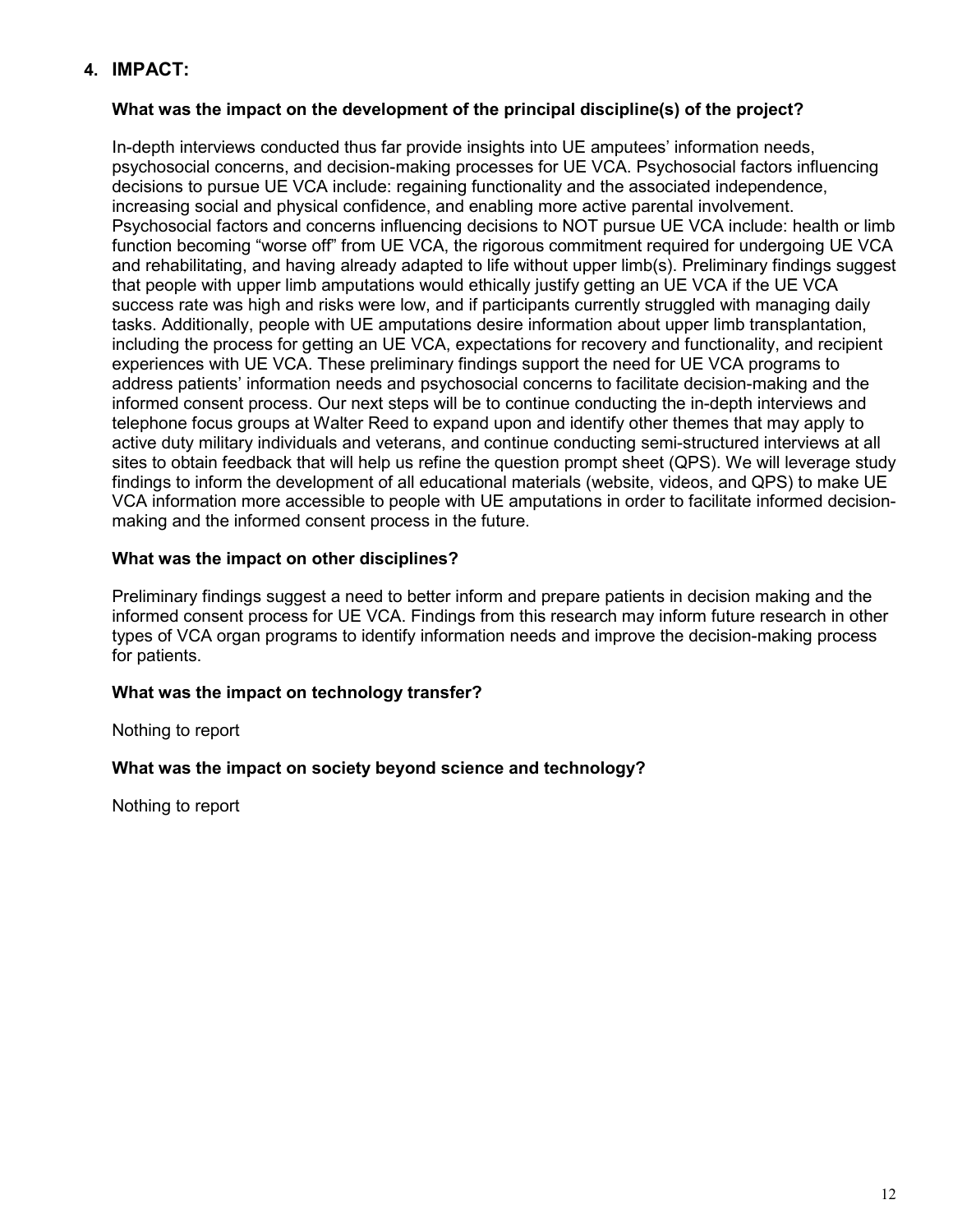## 4. IMPACT:

### What was the impact on the development of the principal discipline(s) of the project?

In-depth interviews conducted thus far provide insights into UE amputees' information needs, psychosocial concerns, and decision-making processes for UE VCA. Psychosocial factors influencing decisions to pursue UE VCA include: regaining functionality and the associated independence, increasing social and physical confidence, and enabling more active parental involvement. Psychosocial factors and concerns influencing decisions to NOT pursue UE VCA include: health or limb function becoming "worse off" from UE VCA, the rigorous commitment required for undergoing UE VCA and rehabilitating, and having already adapted to life without upper limb(s). Preliminary findings suggest that people with upper limb amputations would ethically justify getting an UE VCA if the UE VCA success rate was high and risks were low, and if participants currently struggled with managing daily tasks. Additionally, people with UE amputations desire information about upper limb transplantation, including the process for getting an UE VCA, expectations for recovery and functionality, and recipient experiences with UE VCA. These preliminary findings support the need for UE VCA programs to address patients' information needs and psychosocial concerns to facilitate decision-making and the informed consent process. Our next steps will be to continue conducting the in-depth interviews and telephone focus groups at Walter Reed to expand upon and identify other themes that may apply to active duty military individuals and veterans, and continue conducting semi-structured interviews at all sites to obtain feedback that will help us refine the question prompt sheet (QPS). We will leverage study findings to inform the development of all educational materials (website, videos, and QPS) to make UE VCA information more accessible to people with UE amputations in order to facilitate informed decision-making and the informed consent process in the future.

### What was the impact on other disciplines?

Preliminary findings suggest a need to better inform and prepare patients in decision making and the informed consent process for UE VCA. Findings from this research may inform future research in other types of VCA organ programs to identify information needs and improve the decision-making process for patients.

### What was the impact on technology transfer?

Nothing to report

### What was the impact on society beyond science and technology?

Nothing to report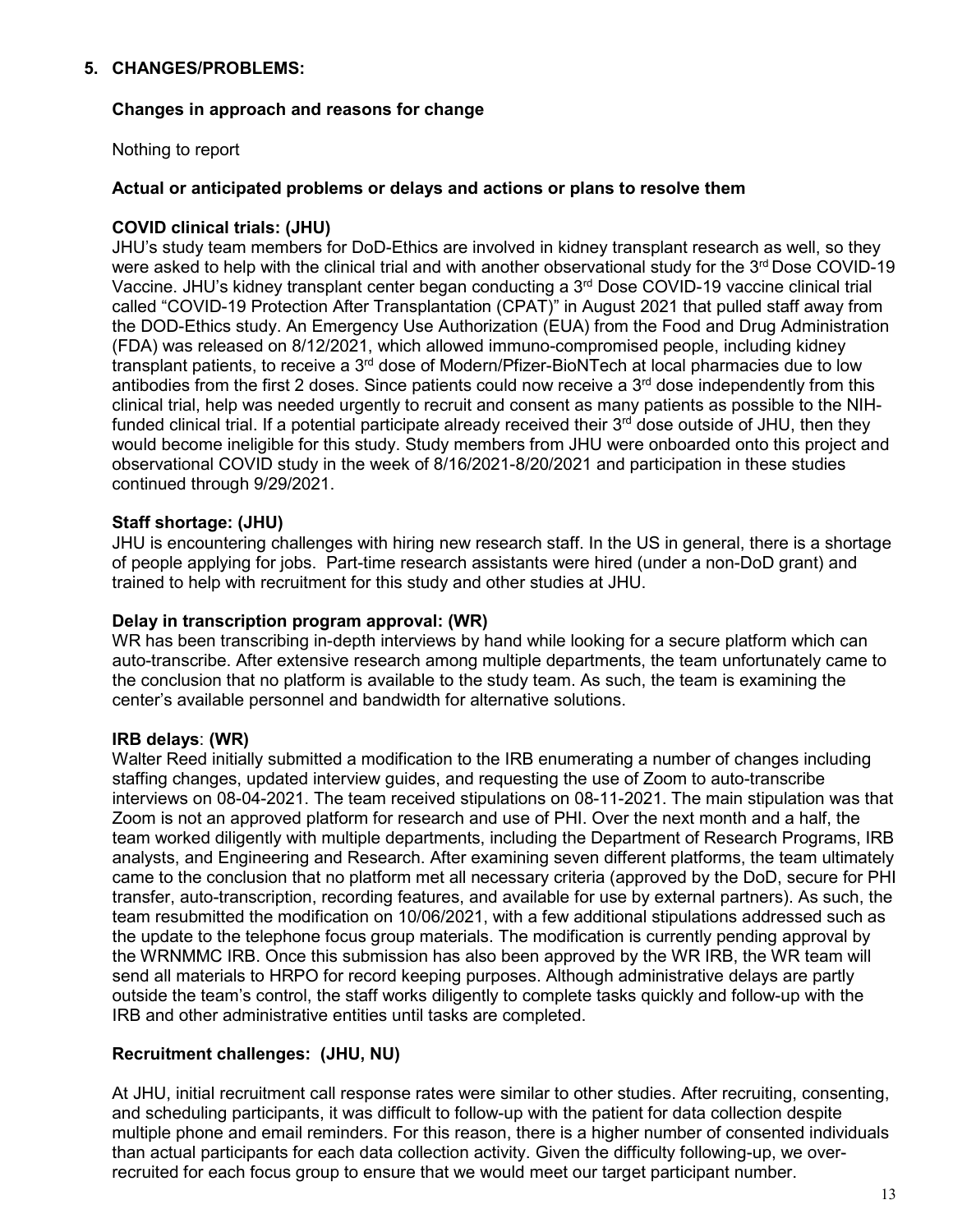## 5. CHANGES/PROBLEMS:

### Changes in approach and reasons for change

Nothing to report

### Actual or anticipated problems or delays and actions or plans to resolve them

**COVID clinical trials: (JHU)**

JHU's study team members for DoD-Ethics are involved in kidney transplant research as well, so they were asked to help with the clinical trial and with another observational study for the 3rd Dose COVID-19 Vaccine. JHU's kidney transplant center began conducting a 3rd Dose COVID-19 vaccine clinical trial called "COVID-19 Protection After Transplantation (CPAT)" in August 2021 that pulled staff away from the DOD-Ethics study. An Emergency Use Authorization (EUA) from the Food and Drug Administration (FDA) was released on 8/12/2021, which allowed immuno-compromised people, including kidney transplant patients, to receive a 3rd dose of Modern/Pfizer-BioNTech at local pharmacies due to low antibodies from the first 2 doses. Since patients could now receive a 3rd dose independently from this clinical trial, help was needed urgently to recruit and consent as many patients as possible to the NIH-funded clinical trial. If a potential participate already received their 3rd dose outside of JHU, then they would become ineligible for this study. Study members from JHU were onboarded onto this project and observational COVID study in the week of 8/16/2021-8/20/2021 and participation in these studies continued through 9/29/2021.

**Staff shortage: (JHU)**

JHU is encountering challenges with hiring new research staff. In the US in general, there is a shortage of people applying for jobs. Part-time research assistants were hired (under a non-DoD grant) and trained to help with recruitment for this study and other studies at JHU.

**Delay in transcription program approval: (WR)**

WR has been transcribing in-depth interviews by hand while looking for a secure platform which can auto-transcribe. After extensive research among multiple departments, the team unfortunately came to the conclusion that no platform is available to the study team. As such, the team is examining the center's available personnel and bandwidth for alternative solutions.

**IRB delays**: **(WR)**

Walter Reed initially submitted a modification to the IRB enumerating a number of changes including staffing changes, updated interview guides, and requesting the use of Zoom to auto-transcribe interviews on 08-04-2021. The team received stipulations on 08-11-2021. The main stipulation was that Zoom is not an approved platform for research and use of PHI. Over the next month and a half, the team worked diligently with multiple departments, including the Department of Research Programs, IRB analysts, and Engineering and Research. After examining seven different platforms, the team ultimately came to the conclusion that no platform met all necessary criteria (approved by the DoD, secure for PHI transfer, auto-transcription, recording features, and available for use by external partners). As such, the team resubmitted the modification on 10/06/2021, with a few additional stipulations addressed such as the update to the telephone focus group materials. The modification is currently pending approval by the WRNMMC IRB. Once this submission has also been approved by the WR IRB, the WR team will send all materials to HRPO for record keeping purposes. Although administrative delays are partly outside the team's control, the staff works diligently to complete tasks quickly and follow-up with the IRB and other administrative entities until tasks are completed.

**Recruitment challenges: (JHU, NU)**

At JHU, initial recruitment call response rates were similar to other studies. After recruiting, consenting, and scheduling participants, it was difficult to follow-up with the patient for data collection despite multiple phone and email reminders. For this reason, there is a higher number of consented individuals than actual participants for each data collection activity. Given the difficulty following-up, we over-recruited for each focus group to ensure that we would meet our target participant number.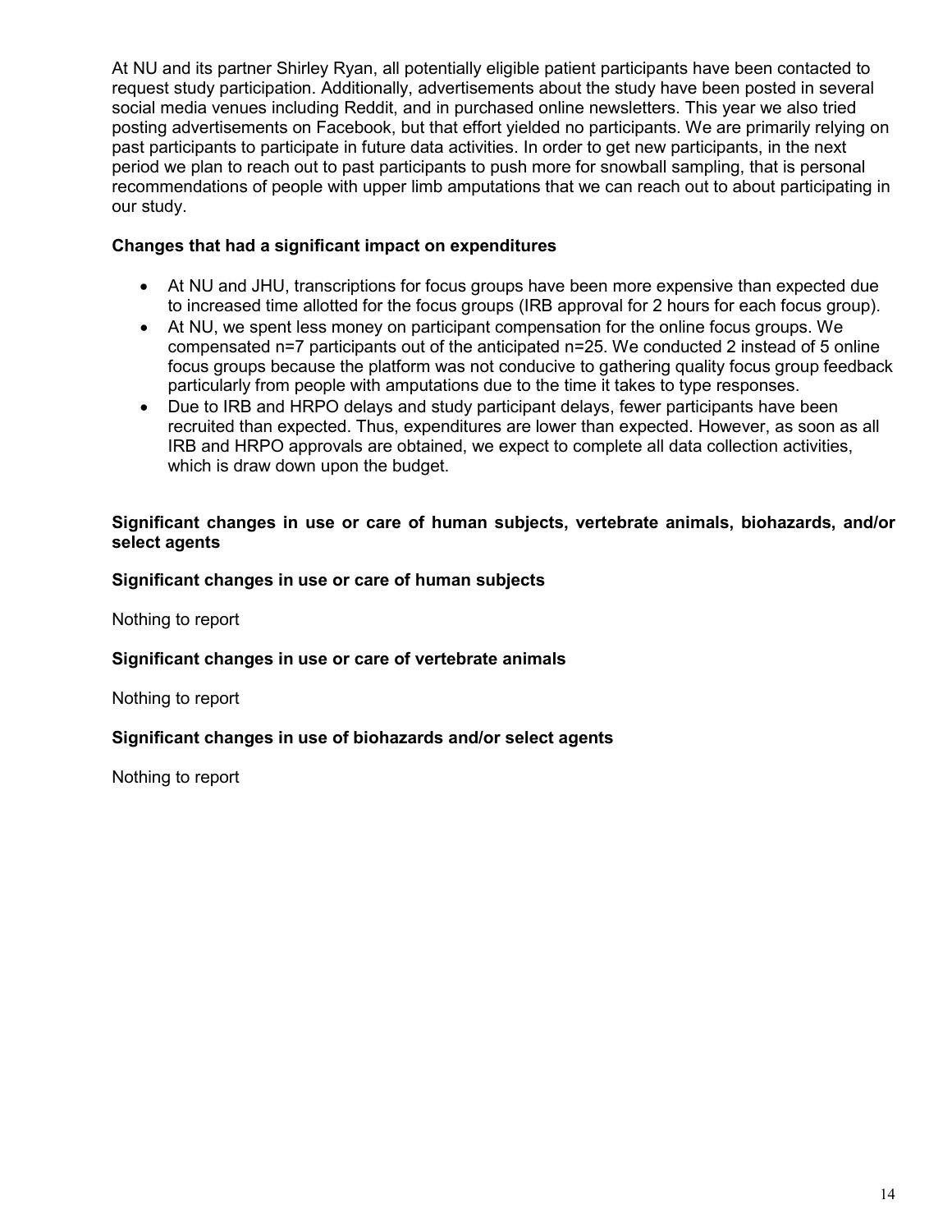At NU and its partner Shirley Ryan, all potentially eligible patient participants have been contacted to request study participation. Additionally, advertisements about the study have been posted in several social media venues including Reddit, and in purchased online newsletters. This year we also tried posting advertisements on Facebook, but that effort yielded no participants. We are primarily relying on past participants to participate in future data activities. In order to get new participants, in the next period we plan to reach out to past participants to push more for snowball sampling, that is personal recommendations of people with upper limb amputations that we can reach out to about participating in our study.

**Changes that had a significant impact on expenditures**

- At NU and JHU, transcriptions for focus groups have been more expensive than expected due to increased time allotted for the focus groups (IRB approval for 2 hours for each focus group).
- At NU, we spent less money on participant compensation for the online focus groups. We compensated n=7 participants out of the anticipated n=25. We conducted 2 instead of 5 online focus groups because the platform was not conducive to gathering quality focus group feedback particularly from people with amputations due to the time it takes to type responses.
- Due to IRB and HRPO delays and study participant delays, fewer participants have been recruited than expected. Thus, expenditures are lower than expected. However, as soon as all IRB and HRPO approvals are obtained, we expect to complete all data collection activities, which is draw down upon the budget.

**Significant changes in use or care of human subjects, vertebrate animals, biohazards, and/or select agents**

**Significant changes in use or care of human subjects**

Nothing to report

**Significant changes in use or care of vertebrate animals**

Nothing to report

**Significant changes in use of biohazards and/or select agents**

Nothing to report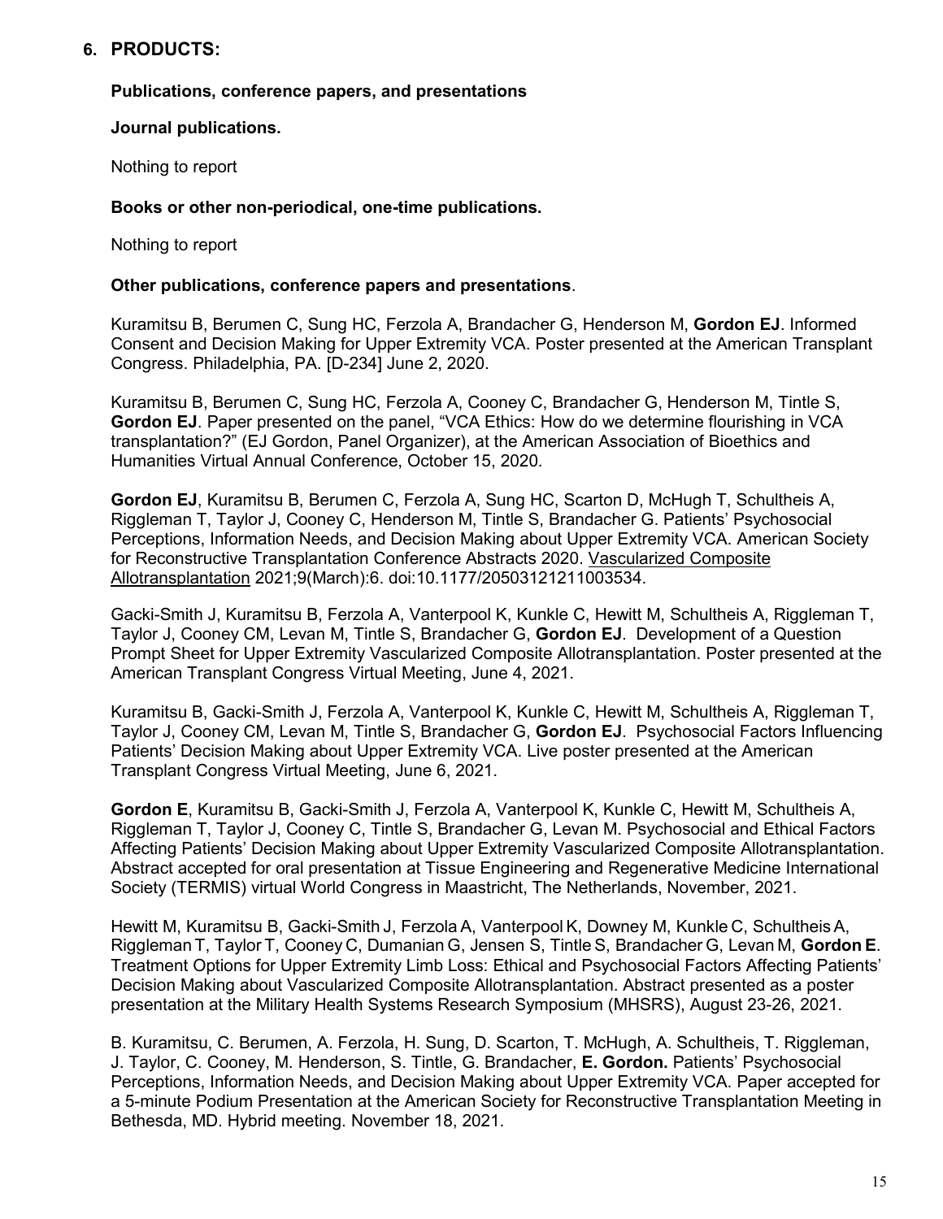## 6. PRODUCTS:

### Publications, conference papers, and presentations

**Journal publications.**

Nothing to report

**Books or other non-periodical, one-time publications.**

Nothing to report

**Other publications, conference papers and presentations**.

Kuramitsu B, Berumen C, Sung HC, Ferzola A, Brandacher G, Henderson M, **Gordon EJ**. Informed Consent and Decision Making for Upper Extremity VCA. Poster presented at the American Transplant Congress. Philadelphia, PA. [D-234] June 2, 2020.

Kuramitsu B, Berumen C, Sung HC, Ferzola A, Cooney C, Brandacher G, Henderson M, Tintle S, **Gordon EJ**. Paper presented on the panel, "VCA Ethics: How do we determine flourishing in VCA transplantation?" (EJ Gordon, Panel Organizer), at the American Association of Bioethics and Humanities Virtual Annual Conference, October 15, 2020.

**Gordon EJ**, Kuramitsu B, Berumen C, Ferzola A, Sung HC, Scarton D, McHugh T, Schultheis A, Riggleman T, Taylor J, Cooney C, Henderson M, Tintle S, Brandacher G. Patients' Psychosocial Perceptions, Information Needs, and Decision Making about Upper Extremity VCA. American Society for Reconstructive Transplantation Conference Abstracts 2020. Vascularized Composite Allotransplantation 2021;9(March):6. doi:10.1177/20503121211003534.

Gacki-Smith J, Kuramitsu B, Ferzola A, Vanterpool K, Kunkle C, Hewitt M, Schultheis A, Riggleman T, Taylor J, Cooney CM, Levan M, Tintle S, Brandacher G, **Gordon EJ**. Development of a Question Prompt Sheet for Upper Extremity Vascularized Composite Allotransplantation. Poster presented at the American Transplant Congress Virtual Meeting, June 4, 2021.

Kuramitsu B, Gacki-Smith J, Ferzola A, Vanterpool K, Kunkle C, Hewitt M, Schultheis A, Riggleman T, Taylor J, Cooney CM, Levan M, Tintle S, Brandacher G, **Gordon EJ**. Psychosocial Factors Influencing Patients' Decision Making about Upper Extremity VCA. Live poster presented at the American Transplant Congress Virtual Meeting, June 6, 2021.

**Gordon E**, Kuramitsu B, Gacki-Smith J, Ferzola A, Vanterpool K, Kunkle C, Hewitt M, Schultheis A, Riggleman T, Taylor J, Cooney C, Tintle S, Brandacher G, Levan M. Psychosocial and Ethical Factors Affecting Patients' Decision Making about Upper Extremity Vascularized Composite Allotransplantation. Abstract accepted for oral presentation at Tissue Engineering and Regenerative Medicine International Society (TERMIS) virtual World Congress in Maastricht, The Netherlands, November, 2021.

Hewitt M, Kuramitsu B, Gacki-Smith J, Ferzola A, Vanterpool K, Downey M, Kunkle C, Schultheis A, Riggleman T, Taylor T, Cooney C, Dumanian G, Jensen S, Tintle S, Brandacher G, Levan M, **Gordon E**. Treatment Options for Upper Extremity Limb Loss: Ethical and Psychosocial Factors Affecting Patients' Decision Making about Vascularized Composite Allotransplantation. Abstract presented as a poster presentation at the Military Health Systems Research Symposium (MHSRS), August 23-26, 2021.

B. Kuramitsu, C. Berumen, A. Ferzola, H. Sung, D. Scarton, T. McHugh, A. Schultheis, T. Riggleman, J. Taylor, C. Cooney, M. Henderson, S. Tintle, G. Brandacher, **E. Gordon.** Patients' Psychosocial Perceptions, Information Needs, and Decision Making about Upper Extremity VCA. Paper accepted for a 5-minute Podium Presentation at the American Society for Reconstructive Transplantation Meeting in Bethesda, MD. Hybrid meeting. November 18, 2021.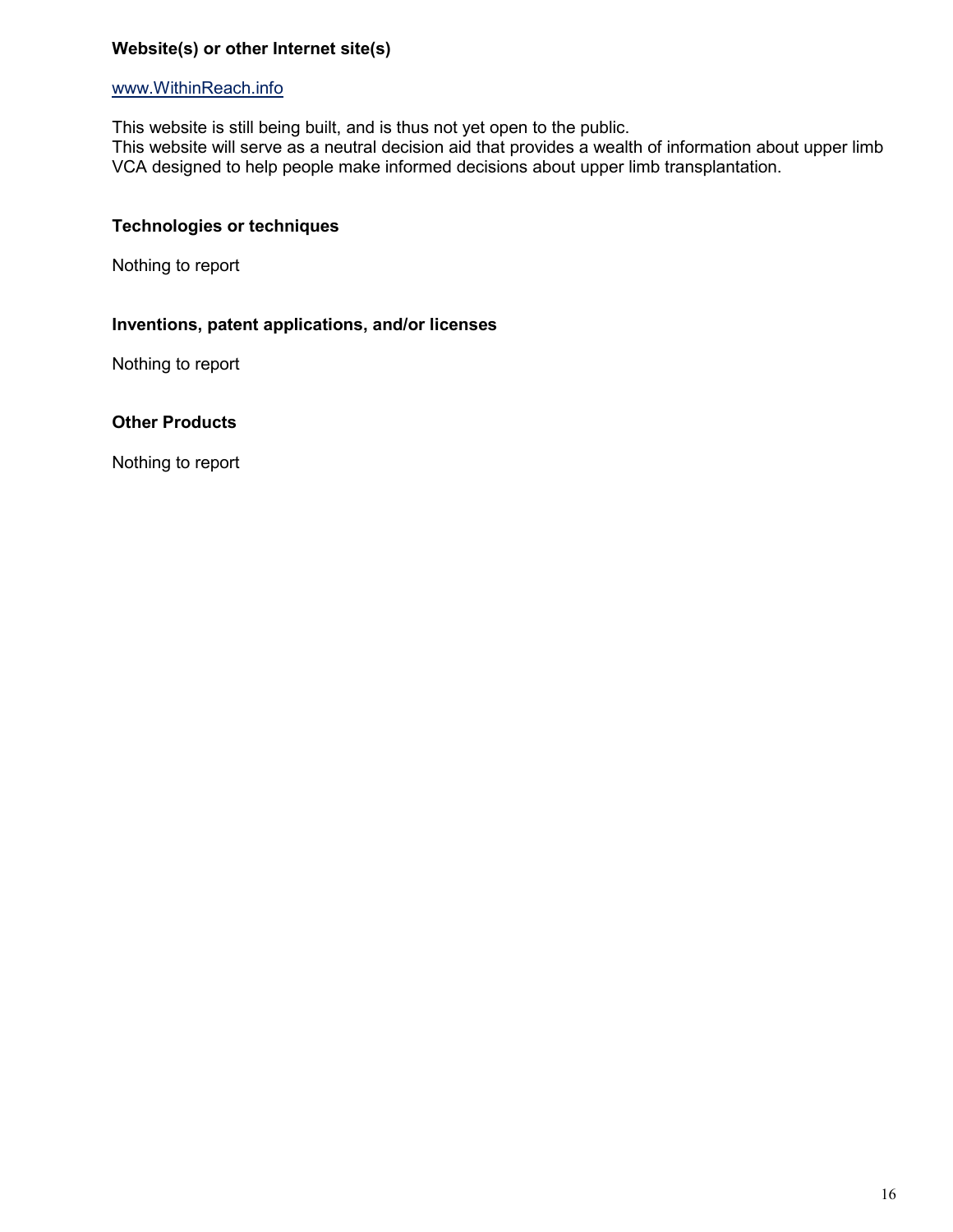**Website(s) or other Internet site(s)**

www.WithinReach.info

This website is still being built, and is thus not yet open to the public.
This website will serve as a neutral decision aid that provides a wealth of information about upper limb VCA designed to help people make informed decisions about upper limb transplantation.

**Technologies or techniques**

Nothing to report

**Inventions, patent applications, and/or licenses**

Nothing to report

**Other Products**

Nothing to report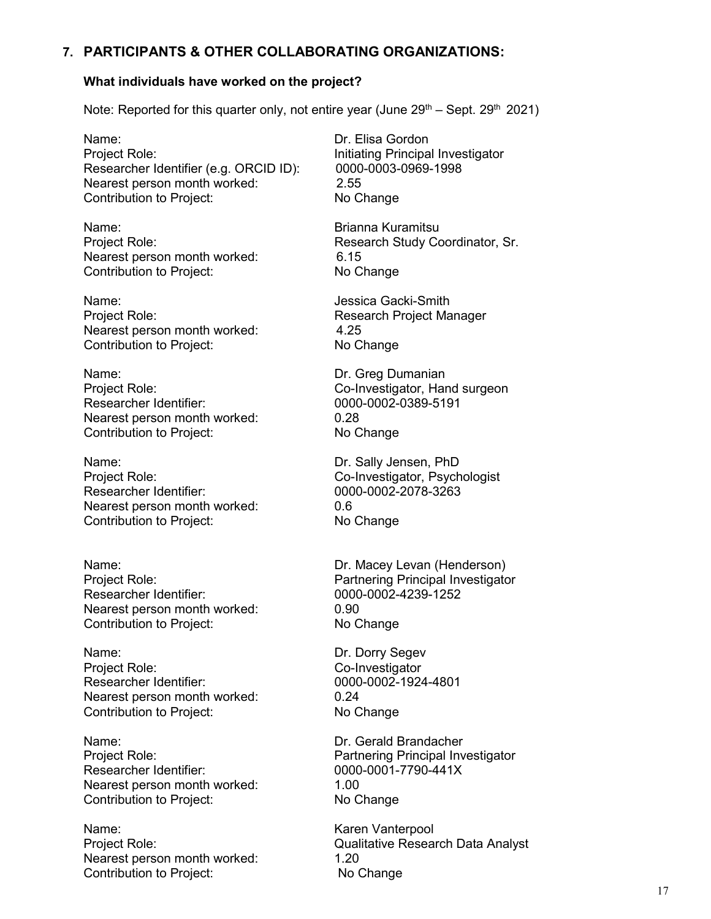## 7. PARTICIPANTS & OTHER COLLABORATING ORGANIZATIONS:

### What individuals have worked on the project?

Note: Reported for this quarter only, not entire year (June 29th – Sept. 29th 2021)

Name: Dr. Elisa Gordon
Project Role: Initiating Principal Investigator
Researcher Identifier (e.g. ORCID ID): 0000-0003-0969-1998
Nearest person month worked: 2.55
Contribution to Project: No Change

Name: Brianna Kuramitsu
Project Role: Research Study Coordinator, Sr.
Nearest person month worked: 6.15
Contribution to Project: No Change

Name: Jessica Gacki-Smith
Project Role: Research Project Manager
Nearest person month worked: 4.25
Contribution to Project: No Change

Name: Dr. Greg Dumanian
Project Role: Co-Investigator, Hand surgeon
Researcher Identifier: 0000-0002-0389-5191
Nearest person month worked: 0.28
Contribution to Project: No Change

Name: Dr. Sally Jensen, PhD
Project Role: Co-Investigator, Psychologist
Researcher Identifier: 0000-0002-2078-3263
Nearest person month worked: 0.6
Contribution to Project: No Change

Name: Dr. Macey Levan (Henderson)
Project Role: Partnering Principal Investigator
Researcher Identifier: 0000-0002-4239-1252
Nearest person month worked: 0.90
Contribution to Project: No Change

Name: Dr. Dorry Segev
Project Role: Co-Investigator
Researcher Identifier: 0000-0002-1924-4801
Nearest person month worked: 0.24
Contribution to Project: No Change

Name: Dr. Gerald Brandacher
Project Role: Partnering Principal Investigator
Researcher Identifier: 0000-0001-7790-441X
Nearest person month worked: 1.00
Contribution to Project: No Change

Name: Karen Vanterpool
Project Role: Qualitative Research Data Analyst
Nearest person month worked: 1.20
Contribution to Project: No Change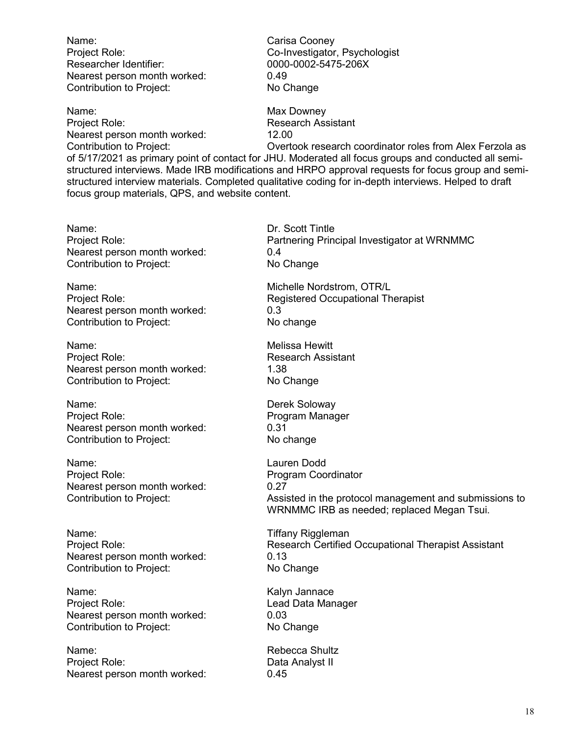Name: Carisa Cooney
Project Role: Co-Investigator, Psychologist
Researcher Identifier: 0000-0002-5475-206X
Nearest person month worked: 0.49
Contribution to Project: No Change

Name: Max Downey
Project Role: Research Assistant
Nearest person month worked: 12.00
Contribution to Project: Overtook research coordinator roles from Alex Ferzola as of 5/17/2021 as primary point of contact for JHU. Moderated all focus groups and conducted all semi-structured interviews. Made IRB modifications and HRPO approval requests for focus group and semi-structured interview materials. Completed qualitative coding for in-depth interviews. Helped to draft focus group materials, QPS, and website content.

Name: Dr. Scott Tintle
Project Role: Partnering Principal Investigator at WRNMMC
Nearest person month worked: 0.4
Contribution to Project: No Change

Name: Michelle Nordstrom, OTR/L
Project Role: Registered Occupational Therapist
Nearest person month worked: 0.3
Contribution to Project: No change

Name: Melissa Hewitt
Project Role: Research Assistant
Nearest person month worked: 1.38
Contribution to Project: No Change

Name: Derek Soloway
Project Role: Program Manager
Nearest person month worked: 0.31
Contribution to Project: No change

Name: Lauren Dodd
Project Role: Program Coordinator
Nearest person month worked: 0.27
Contribution to Project: Assisted in the protocol management and submissions to WRNMMC IRB as needed; replaced Megan Tsui.

Name: Tiffany Riggleman
Project Role: Research Certified Occupational Therapist Assistant
Nearest person month worked: 0.13
Contribution to Project: No Change

Name: Kalyn Jannace
Project Role: Lead Data Manager
Nearest person month worked: 0.03
Contribution to Project: No Change

Name: Rebecca Shultz
Project Role: Data Analyst II
Nearest person month worked: 0.45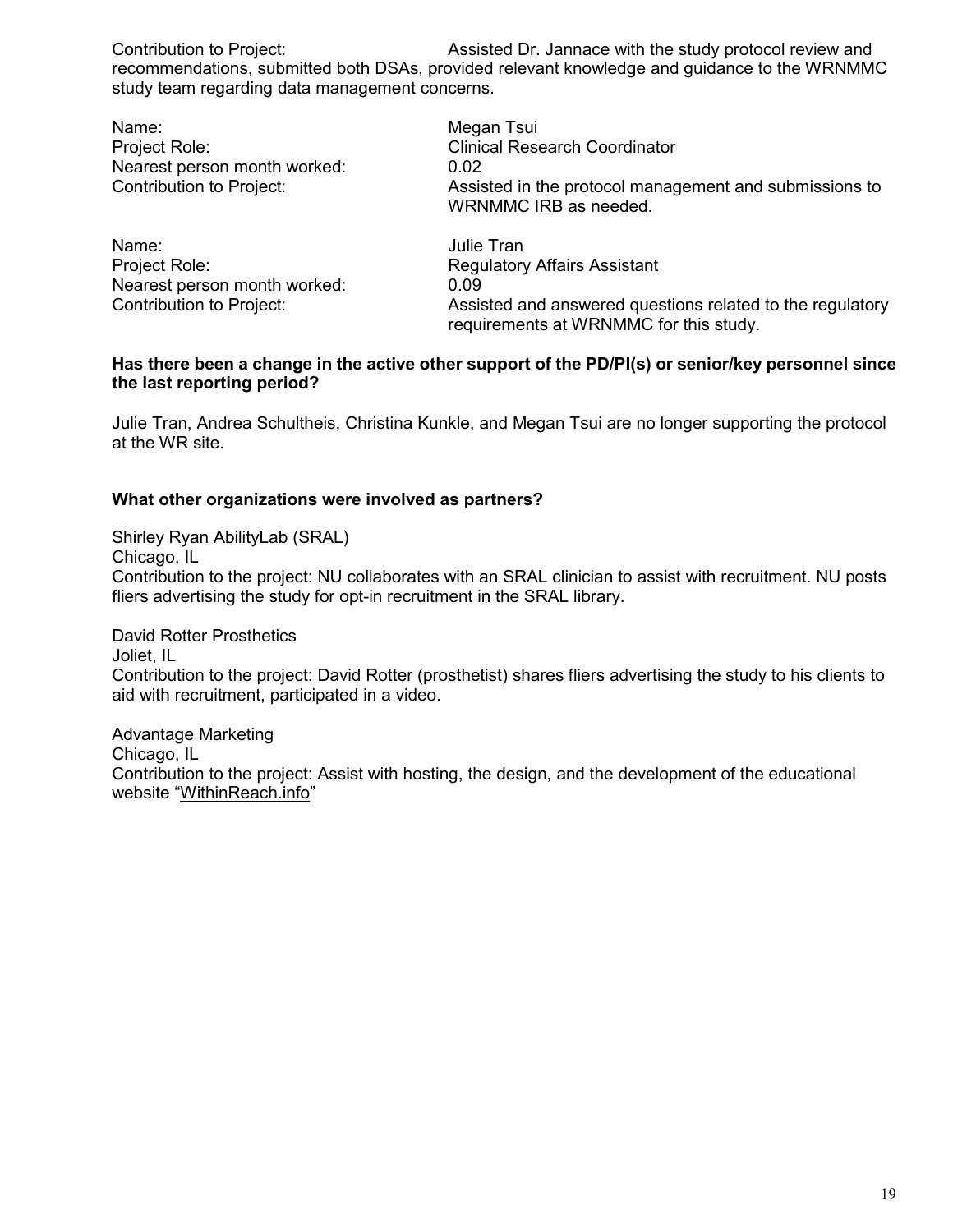Contribution to Project: Assisted Dr. Jannace with the study protocol review and recommendations, submitted both DSAs, provided relevant knowledge and guidance to the WRNMMC study team regarding data management concerns.

Name: Megan Tsui
Project Role: Clinical Research Coordinator
Nearest person month worked: 0.02
Contribution to Project: Assisted in the protocol management and submissions to WRNMMC IRB as needed.

Name: Julie Tran
Project Role: Regulatory Affairs Assistant
Nearest person month worked: 0.09
Contribution to Project: Assisted and answered questions related to the regulatory requirements at WRNMMC for this study.

**Has there been a change in the active other support of the PD/PI(s) or senior/key personnel since the last reporting period?**

Julie Tran, Andrea Schultheis, Christina Kunkle, and Megan Tsui are no longer supporting the protocol at the WR site.

**What other organizations were involved as partners?**

Shirley Ryan AbilityLab (SRAL)
Chicago, IL
Contribution to the project: NU collaborates with an SRAL clinician to assist with recruitment. NU posts fliers advertising the study for opt-in recruitment in the SRAL library.

David Rotter Prosthetics
Joliet, IL
Contribution to the project: David Rotter (prosthetist) shares fliers advertising the study to his clients to aid with recruitment, participated in a video.

Advantage Marketing
Chicago, IL
Contribution to the project: Assist with hosting, the design, and the development of the educational website "WithinReach.info"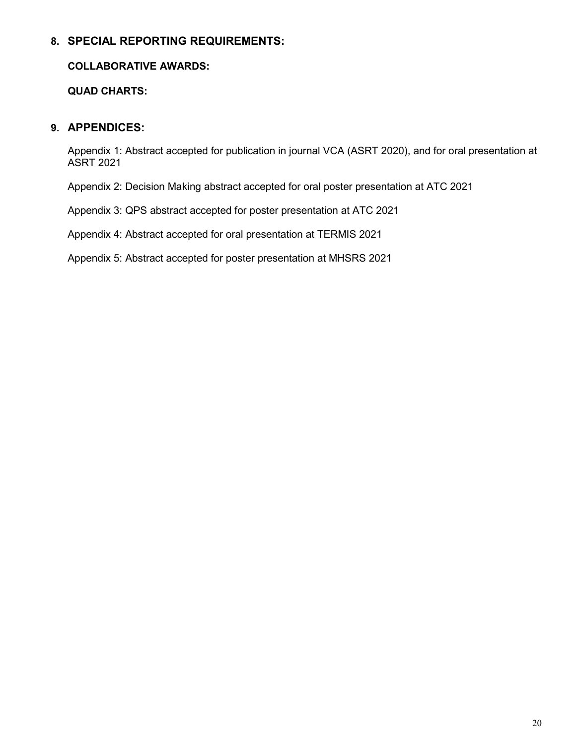## 8. SPECIAL REPORTING REQUIREMENTS:

### COLLABORATIVE AWARDS:

### QUAD CHARTS:

## 9. APPENDICES:

Appendix 1: Abstract accepted for publication in journal VCA (ASRT 2020), and for oral presentation at ASRT 2021

Appendix 2: Decision Making abstract accepted for oral poster presentation at ATC 2021

Appendix 3: QPS abstract accepted for poster presentation at ATC 2021

Appendix 4: Abstract accepted for oral presentation at TERMIS 2021

Appendix 5: Abstract accepted for poster presentation at MHSRS 2021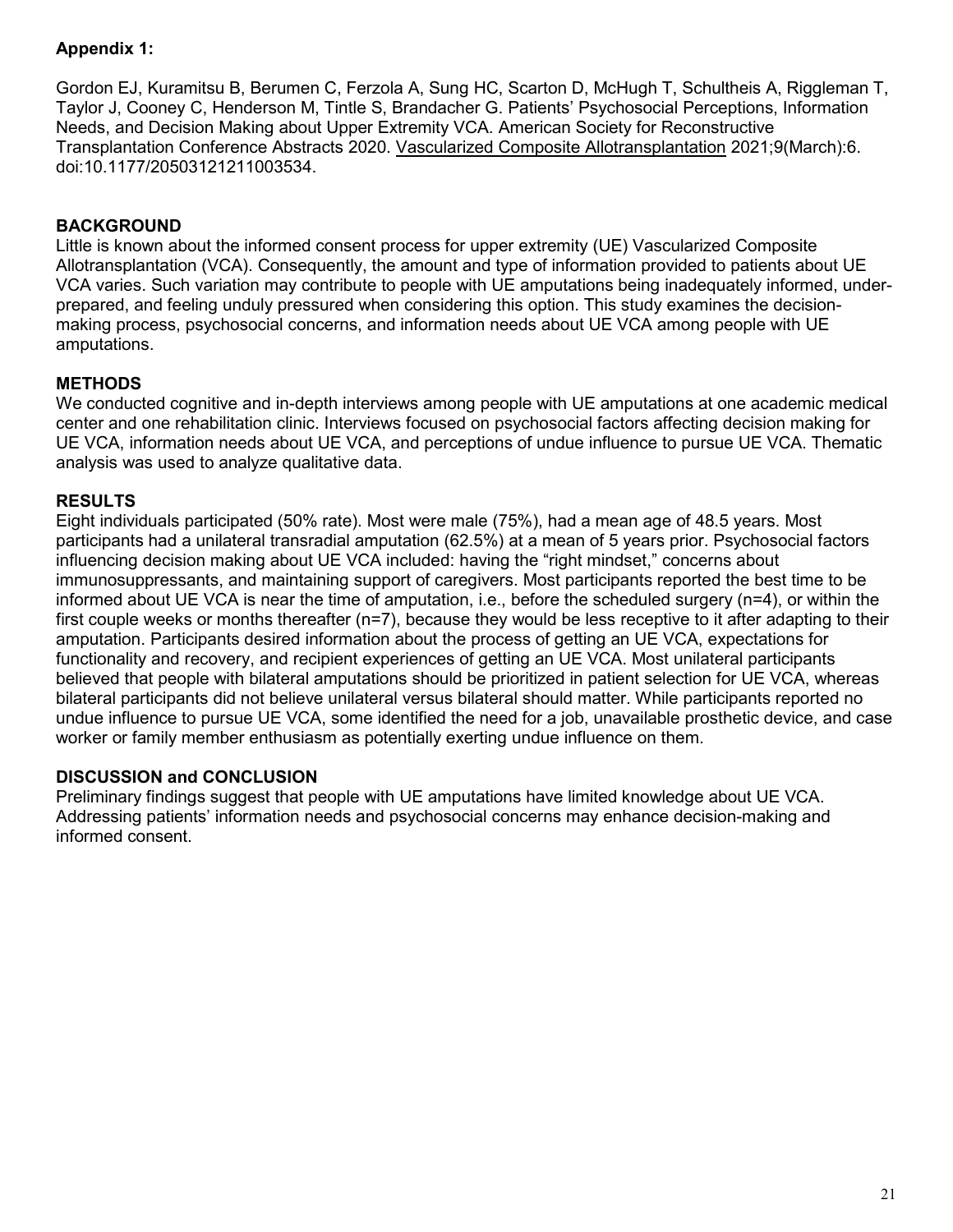**Appendix 1:**

Gordon EJ, Kuramitsu B, Berumen C, Ferzola A, Sung HC, Scarton D, McHugh T, Schultheis A, Riggleman T, Taylor J, Cooney C, Henderson M, Tintle S, Brandacher G. Patients' Psychosocial Perceptions, Information Needs, and Decision Making about Upper Extremity VCA. American Society for Reconstructive Transplantation Conference Abstracts 2020. Vascularized Composite Allotransplantation 2021;9(March):6. doi:10.1177/20503121211003534.

## BACKGROUND

Little is known about the informed consent process for upper extremity (UE) Vascularized Composite Allotransplantation (VCA). Consequently, the amount and type of information provided to patients about UE VCA varies. Such variation may contribute to people with UE amputations being inadequately informed, under-prepared, and feeling unduly pressured when considering this option. This study examines the decision-making process, psychosocial concerns, and information needs about UE VCA among people with UE amputations.

## METHODS

We conducted cognitive and in-depth interviews among people with UE amputations at one academic medical center and one rehabilitation clinic. Interviews focused on psychosocial factors affecting decision making for UE VCA, information needs about UE VCA, and perceptions of undue influence to pursue UE VCA. Thematic analysis was used to analyze qualitative data.

## RESULTS

Eight individuals participated (50% rate). Most were male (75%), had a mean age of 48.5 years. Most participants had a unilateral transradial amputation (62.5%) at a mean of 5 years prior. Psychosocial factors influencing decision making about UE VCA included: having the "right mindset," concerns about immunosuppressants, and maintaining support of caregivers. Most participants reported the best time to be informed about UE VCA is near the time of amputation, i.e., before the scheduled surgery (n=4), or within the first couple weeks or months thereafter (n=7), because they would be less receptive to it after adapting to their amputation. Participants desired information about the process of getting an UE VCA, expectations for functionality and recovery, and recipient experiences of getting an UE VCA. Most unilateral participants believed that people with bilateral amputations should be prioritized in patient selection for UE VCA, whereas bilateral participants did not believe unilateral versus bilateral should matter. While participants reported no undue influence to pursue UE VCA, some identified the need for a job, unavailable prosthetic device, and case worker or family member enthusiasm as potentially exerting undue influence on them.

## DISCUSSION and CONCLUSION

Preliminary findings suggest that people with UE amputations have limited knowledge about UE VCA. Addressing patients' information needs and psychosocial concerns may enhance decision-making and informed consent.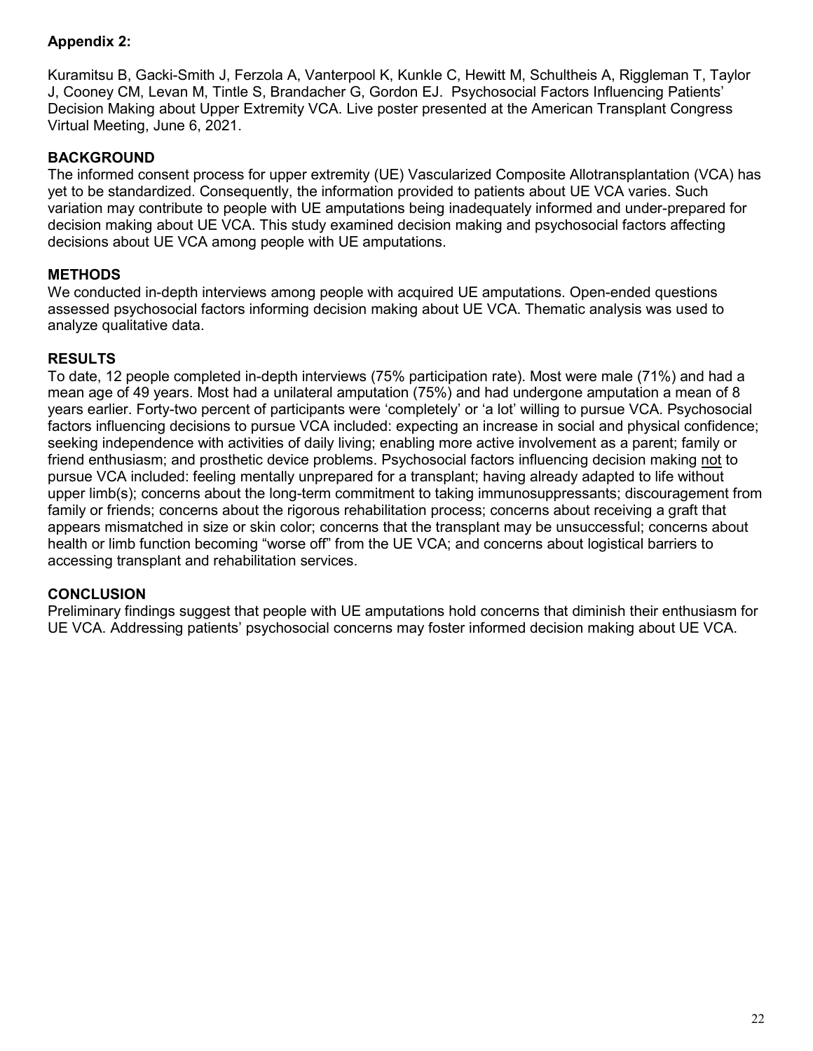**Appendix 2:**

Kuramitsu B, Gacki-Smith J, Ferzola A, Vanterpool K, Kunkle C, Hewitt M, Schultheis A, Riggleman T, Taylor J, Cooney CM, Levan M, Tintle S, Brandacher G, Gordon EJ. Psychosocial Factors Influencing Patients' Decision Making about Upper Extremity VCA. Live poster presented at the American Transplant Congress Virtual Meeting, June 6, 2021.

**BACKGROUND**

The informed consent process for upper extremity (UE) Vascularized Composite Allotransplantation (VCA) has yet to be standardized. Consequently, the information provided to patients about UE VCA varies. Such variation may contribute to people with UE amputations being inadequately informed and under-prepared for decision making about UE VCA. This study examined decision making and psychosocial factors affecting decisions about UE VCA among people with UE amputations.

**METHODS**

We conducted in-depth interviews among people with acquired UE amputations. Open-ended questions assessed psychosocial factors informing decision making about UE VCA. Thematic analysis was used to analyze qualitative data.

**RESULTS**

To date, 12 people completed in-depth interviews (75% participation rate). Most were male (71%) and had a mean age of 49 years. Most had a unilateral amputation (75%) and had undergone amputation a mean of 8 years earlier. Forty-two percent of participants were 'completely' or 'a lot' willing to pursue VCA. Psychosocial factors influencing decisions to pursue VCA included: expecting an increase in social and physical confidence; seeking independence with activities of daily living; enabling more active involvement as a parent; family or friend enthusiasm; and prosthetic device problems. Psychosocial factors influencing decision making <u>not</u> to pursue VCA included: feeling mentally unprepared for a transplant; having already adapted to life without upper limb(s); concerns about the long-term commitment to taking immunosuppressants; discouragement from family or friends; concerns about the rigorous rehabilitation process; concerns about receiving a graft that appears mismatched in size or skin color; concerns that the transplant may be unsuccessful; concerns about health or limb function becoming "worse off" from the UE VCA; and concerns about logistical barriers to accessing transplant and rehabilitation services.

**CONCLUSION**

Preliminary findings suggest that people with UE amputations hold concerns that diminish their enthusiasm for UE VCA. Addressing patients' psychosocial concerns may foster informed decision making about UE VCA.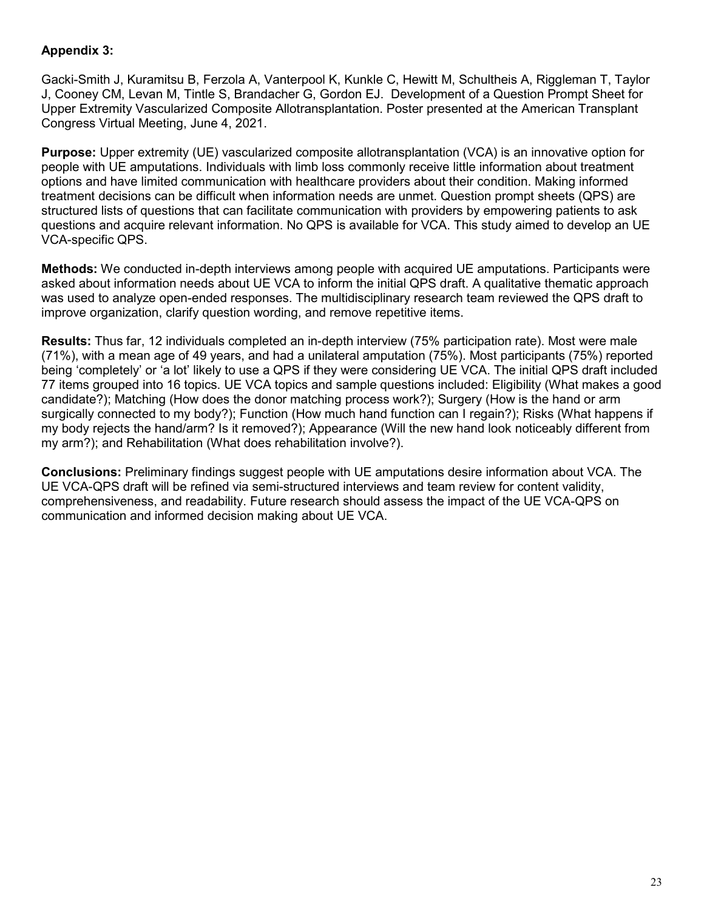**Appendix 3:**

Gacki-Smith J, Kuramitsu B, Ferzola A, Vanterpool K, Kunkle C, Hewitt M, Schultheis A, Riggleman T, Taylor J, Cooney CM, Levan M, Tintle S, Brandacher G, Gordon EJ. Development of a Question Prompt Sheet for Upper Extremity Vascularized Composite Allotransplantation. Poster presented at the American Transplant Congress Virtual Meeting, June 4, 2021.

**Purpose:** Upper extremity (UE) vascularized composite allotransplantation (VCA) is an innovative option for people with UE amputations. Individuals with limb loss commonly receive little information about treatment options and have limited communication with healthcare providers about their condition. Making informed treatment decisions can be difficult when information needs are unmet. Question prompt sheets (QPS) are structured lists of questions that can facilitate communication with providers by empowering patients to ask questions and acquire relevant information. No QPS is available for VCA. This study aimed to develop an UE VCA-specific QPS.

**Methods:** We conducted in-depth interviews among people with acquired UE amputations. Participants were asked about information needs about UE VCA to inform the initial QPS draft. A qualitative thematic approach was used to analyze open-ended responses. The multidisciplinary research team reviewed the QPS draft to improve organization, clarify question wording, and remove repetitive items.

**Results:** Thus far, 12 individuals completed an in-depth interview (75% participation rate). Most were male (71%), with a mean age of 49 years, and had a unilateral amputation (75%). Most participants (75%) reported being 'completely' or 'a lot' likely to use a QPS if they were considering UE VCA. The initial QPS draft included 77 items grouped into 16 topics. UE VCA topics and sample questions included: Eligibility (What makes a good candidate?); Matching (How does the donor matching process work?); Surgery (How is the hand or arm surgically connected to my body?); Function (How much hand function can I regain?); Risks (What happens if my body rejects the hand/arm? Is it removed?); Appearance (Will the new hand look noticeably different from my arm?); and Rehabilitation (What does rehabilitation involve?).

**Conclusions:** Preliminary findings suggest people with UE amputations desire information about VCA. The UE VCA-QPS draft will be refined via semi-structured interviews and team review for content validity, comprehensiveness, and readability. Future research should assess the impact of the UE VCA-QPS on communication and informed decision making about UE VCA.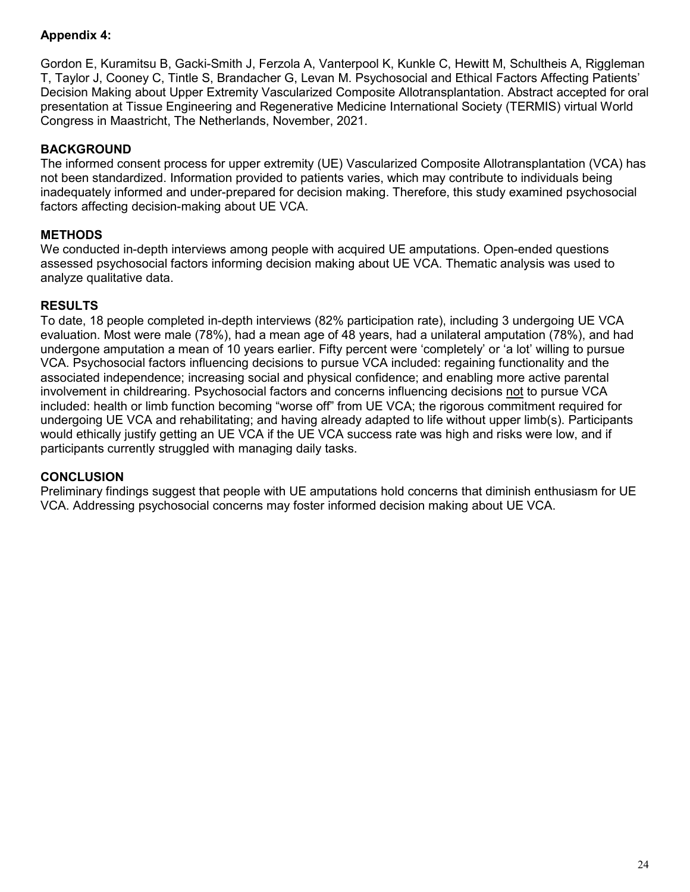**Appendix 4:**

Gordon E, Kuramitsu B, Gacki-Smith J, Ferzola A, Vanterpool K, Kunkle C, Hewitt M, Schultheis A, Riggleman T, Taylor J, Cooney C, Tintle S, Brandacher G, Levan M. Psychosocial and Ethical Factors Affecting Patients' Decision Making about Upper Extremity Vascularized Composite Allotransplantation. Abstract accepted for oral presentation at Tissue Engineering and Regenerative Medicine International Society (TERMIS) virtual World Congress in Maastricht, The Netherlands, November, 2021.

**BACKGROUND**

The informed consent process for upper extremity (UE) Vascularized Composite Allotransplantation (VCA) has not been standardized. Information provided to patients varies, which may contribute to individuals being inadequately informed and under-prepared for decision making. Therefore, this study examined psychosocial factors affecting decision-making about UE VCA.

**METHODS**

We conducted in-depth interviews among people with acquired UE amputations. Open-ended questions assessed psychosocial factors informing decision making about UE VCA. Thematic analysis was used to analyze qualitative data.

**RESULTS**

To date, 18 people completed in-depth interviews (82% participation rate), including 3 undergoing UE VCA evaluation. Most were male (78%), had a mean age of 48 years, had a unilateral amputation (78%), and had undergone amputation a mean of 10 years earlier. Fifty percent were 'completely' or 'a lot' willing to pursue VCA. Psychosocial factors influencing decisions to pursue VCA included: regaining functionality and the associated independence; increasing social and physical confidence; and enabling more active parental involvement in childrearing. Psychosocial factors and concerns influencing decisions not to pursue VCA included: health or limb function becoming "worse off" from UE VCA; the rigorous commitment required for undergoing UE VCA and rehabilitating; and having already adapted to life without upper limb(s). Participants would ethically justify getting an UE VCA if the UE VCA success rate was high and risks were low, and if participants currently struggled with managing daily tasks.

**CONCLUSION**

Preliminary findings suggest that people with UE amputations hold concerns that diminish enthusiasm for UE VCA. Addressing psychosocial concerns may foster informed decision making about UE VCA.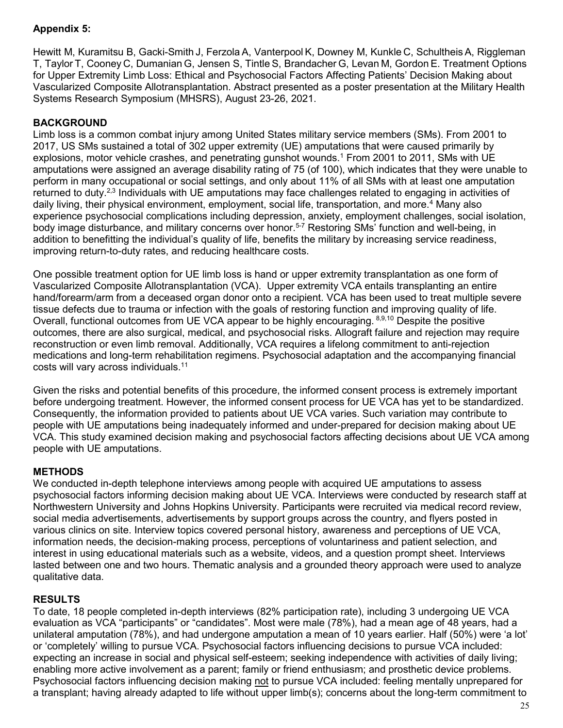**Appendix 5:**

Hewitt M, Kuramitsu B, Gacki-Smith J, Ferzola A, Vanterpool K, Downey M, Kunkle C, Schultheis A, Riggleman T, Taylor T, Cooney C, Dumanian G, Jensen S, Tintle S, Brandacher G, Levan M, Gordon E. Treatment Options for Upper Extremity Limb Loss: Ethical and Psychosocial Factors Affecting Patients' Decision Making about Vascularized Composite Allotransplantation. Abstract presented as a poster presentation at the Military Health Systems Research Symposium (MHSRS), August 23-26, 2021.

**BACKGROUND**

Limb loss is a common combat injury among United States military service members (SMs). From 2001 to 2017, US SMs sustained a total of 302 upper extremity (UE) amputations that were caused primarily by explosions, motor vehicle crashes, and penetrating gunshot wounds.[1] From 2001 to 2011, SMs with UE amputations were assigned an average disability rating of 75 (of 100), which indicates that they were unable to perform in many occupational or social settings, and only about 11% of all SMs with at least one amputation returned to duty.[2,3] Individuals with UE amputations may face challenges related to engaging in activities of daily living, their physical environment, employment, social life, transportation, and more.[4] Many also experience psychosocial complications including depression, anxiety, employment challenges, social isolation, body image disturbance, and military concerns over honor.[5-7] Restoring SMs' function and well-being, in addition to benefitting the individual's quality of life, benefits the military by increasing service readiness, improving return-to-duty rates, and reducing healthcare costs.

One possible treatment option for UE limb loss is hand or upper extremity transplantation as one form of Vascularized Composite Allotransplantation (VCA). Upper extremity VCA entails transplanting an entire hand/forearm/arm from a deceased organ donor onto a recipient. VCA has been used to treat multiple severe tissue defects due to trauma or infection with the goals of restoring function and improving quality of life. Overall, functional outcomes from UE VCA appear to be highly encouraging.[8,9,10] Despite the positive outcomes, there are also surgical, medical, and psychosocial risks. Allograft failure and rejection may require reconstruction or even limb removal. Additionally, VCA requires a lifelong commitment to anti-rejection medications and long-term rehabilitation regimens. Psychosocial adaptation and the accompanying financial costs will vary across individuals.[11]

Given the risks and potential benefits of this procedure, the informed consent process is extremely important before undergoing treatment. However, the informed consent process for UE VCA has yet to be standardized. Consequently, the information provided to patients about UE VCA varies. Such variation may contribute to people with UE amputations being inadequately informed and under-prepared for decision making about UE VCA. This study examined decision making and psychosocial factors affecting decisions about UE VCA among people with UE amputations.

**METHODS**

We conducted in-depth telephone interviews among people with acquired UE amputations to assess psychosocial factors informing decision making about UE VCA. Interviews were conducted by research staff at Northwestern University and Johns Hopkins University. Participants were recruited via medical record review, social media advertisements, advertisements by support groups across the country, and flyers posted in various clinics on site. Interview topics covered personal history, awareness and perceptions of UE VCA, information needs, the decision-making process, perceptions of voluntariness and patient selection, and interest in using educational materials such as a website, videos, and a question prompt sheet. Interviews lasted between one and two hours. Thematic analysis and a grounded theory approach were used to analyze qualitative data.

**RESULTS**

To date, 18 people completed in-depth interviews (82% participation rate), including 3 undergoing UE VCA evaluation as VCA "participants" or "candidates". Most were male (78%), had a mean age of 48 years, had a unilateral amputation (78%), and had undergone amputation a mean of 10 years earlier. Half (50%) were 'a lot' or 'completely' willing to pursue VCA. Psychosocial factors influencing decisions to pursue VCA included: expecting an increase in social and physical self-esteem; seeking independence with activities of daily living; enabling more active involvement as a parent; family or friend enthusiasm; and prosthetic device problems. Psychosocial factors influencing decision making <u>not</u> to pursue VCA included: feeling mentally unprepared for a transplant; having already adapted to life without upper limb(s); concerns about the long-term commitment to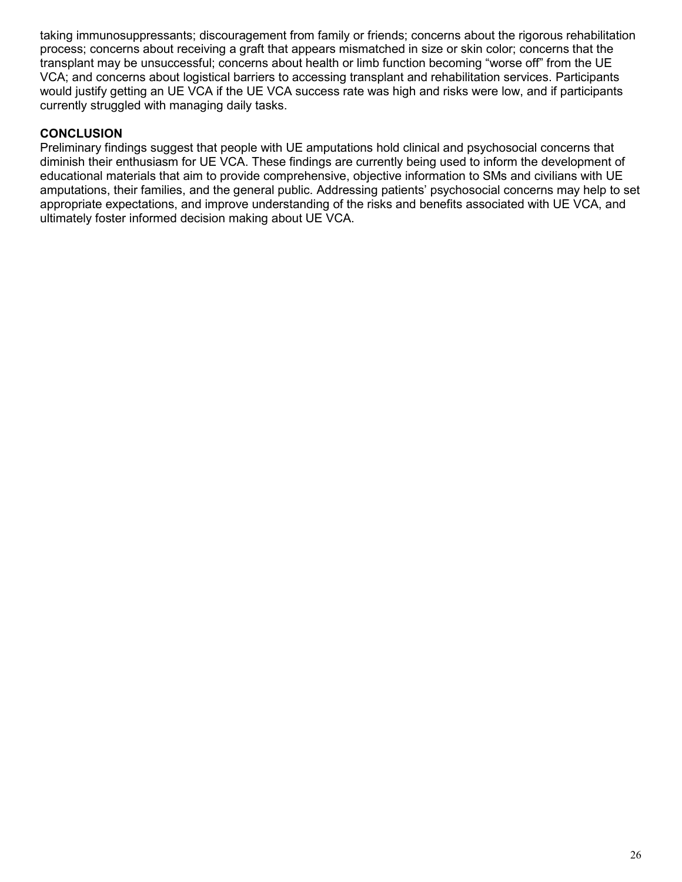taking immunosuppressants; discouragement from family or friends; concerns about the rigorous rehabilitation process; concerns about receiving a graft that appears mismatched in size or skin color; concerns that the transplant may be unsuccessful; concerns about health or limb function becoming “worse off” from the UE VCA; and concerns about logistical barriers to accessing transplant and rehabilitation services. Participants would justify getting an UE VCA if the UE VCA success rate was high and risks were low, and if participants currently struggled with managing daily tasks.

**CONCLUSION**

Preliminary findings suggest that people with UE amputations hold clinical and psychosocial concerns that diminish their enthusiasm for UE VCA. These findings are currently being used to inform the development of educational materials that aim to provide comprehensive, objective information to SMs and civilians with UE amputations, their families, and the general public. Addressing patients’ psychosocial concerns may help to set appropriate expectations, and improve understanding of the risks and benefits associated with UE VCA, and ultimately foster informed decision making about UE VCA.